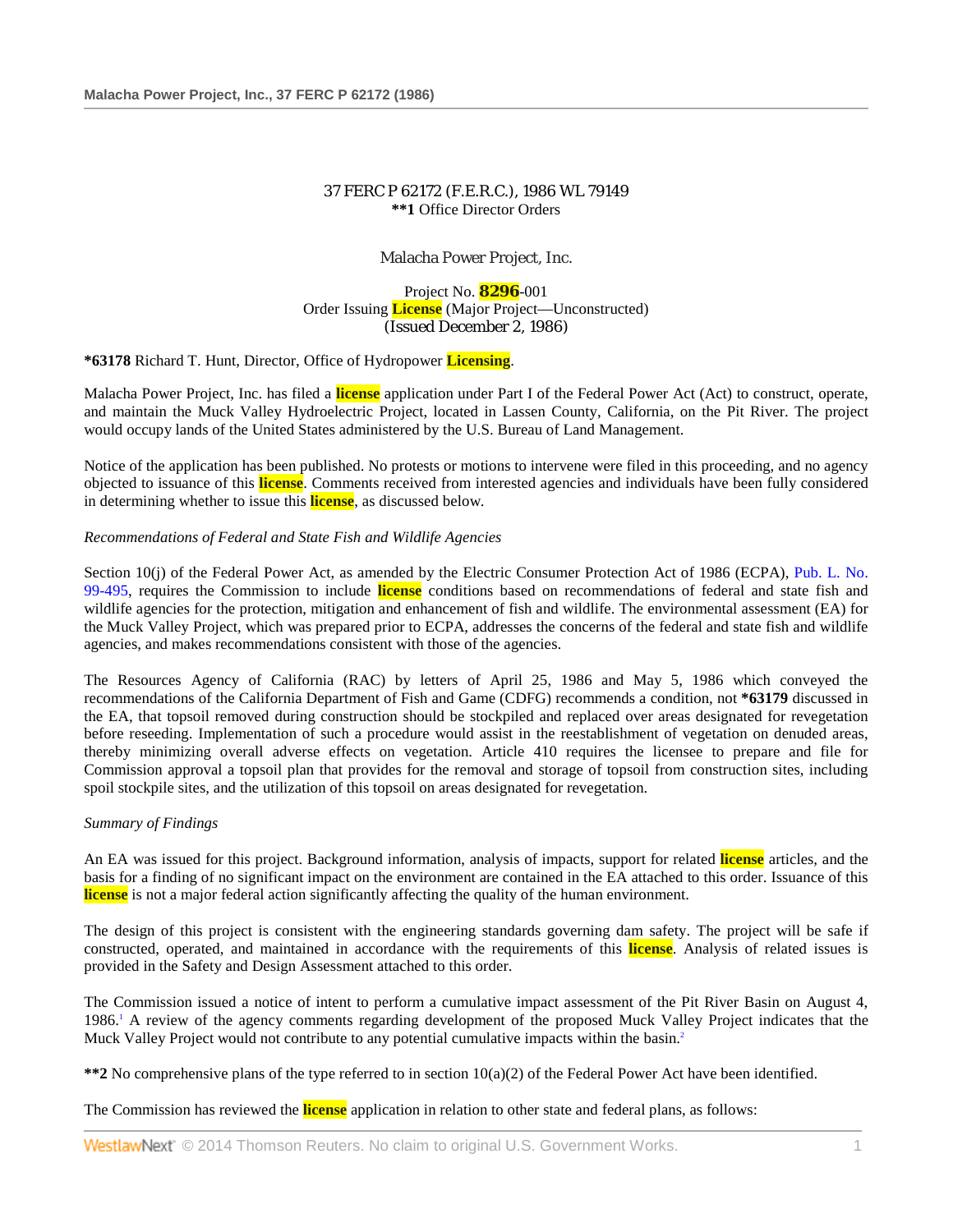37 FERC P 62172 (F.E.R.C.), 1986 WL 79149
**\*\*1** Office Director Orders

Malacha Power Project, Inc.

Project No. 8296-001
Order Issuing License (Major Project—Unconstructed)
(Issued December 2, 1986)

**\*63178** Richard T. Hunt, Director, Office of Hydropower Licensing.

Malacha Power Project, Inc. has filed a license application under Part I of the Federal Power Act (Act) to construct, operate, and maintain the Muck Valley Hydroelectric Project, located in Lassen County, California, on the Pit River. The project would occupy lands of the United States administered by the U.S. Bureau of Land Management.

Notice of the application has been published. No protests or motions to intervene were filed in this proceeding, and no agency objected to issuance of this license. Comments received from interested agencies and individuals have been fully considered in determining whether to issue this license, as discussed below.

*Recommendations of Federal and State Fish and Wildlife Agencies*

Section 10(j) of the Federal Power Act, as amended by the Electric Consumer Protection Act of 1986 (ECPA), Pub. L. No. 99-495, requires the Commission to include license conditions based on recommendations of federal and state fish and wildlife agencies for the protection, mitigation and enhancement of fish and wildlife. The environmental assessment (EA) for the Muck Valley Project, which was prepared prior to ECPA, addresses the concerns of the federal and state fish and wildlife agencies, and makes recommendations consistent with those of the agencies.

The Resources Agency of California (RAC) by letters of April 25, 1986 and May 5, 1986 which conveyed the recommendations of the California Department of Fish and Game (CDFG) recommends a condition, not **\*63179** discussed in the EA, that topsoil removed during construction should be stockpiled and replaced over areas designated for revegetation before reseeding. Implementation of such a procedure would assist in the reestablishment of vegetation on denuded areas, thereby minimizing overall adverse effects on vegetation. Article 410 requires the licensee to prepare and file for Commission approval a topsoil plan that provides for the removal and storage of topsoil from construction sites, including spoil stockpile sites, and the utilization of this topsoil on areas designated for revegetation.

*Summary of Findings*

An EA was issued for this project. Background information, analysis of impacts, support for related license articles, and the basis for a finding of no significant impact on the environment are contained in the EA attached to this order. Issuance of this license is not a major federal action significantly affecting the quality of the human environment.

The design of this project is consistent with the engineering standards governing dam safety. The project will be safe if constructed, operated, and maintained in accordance with the requirements of this license. Analysis of related issues is provided in the Safety and Design Assessment attached to this order.

The Commission issued a notice of intent to perform a cumulative impact assessment of the Pit River Basin on August 4, 1986.[1] A review of the agency comments regarding development of the proposed Muck Valley Project indicates that the Muck Valley Project would not contribute to any potential cumulative impacts within the basin.[2]

**\*\*2** No comprehensive plans of the type referred to in section 10(a)(2) of the Federal Power Act have been identified.

The Commission has reviewed the license application in relation to other state and federal plans, as follows: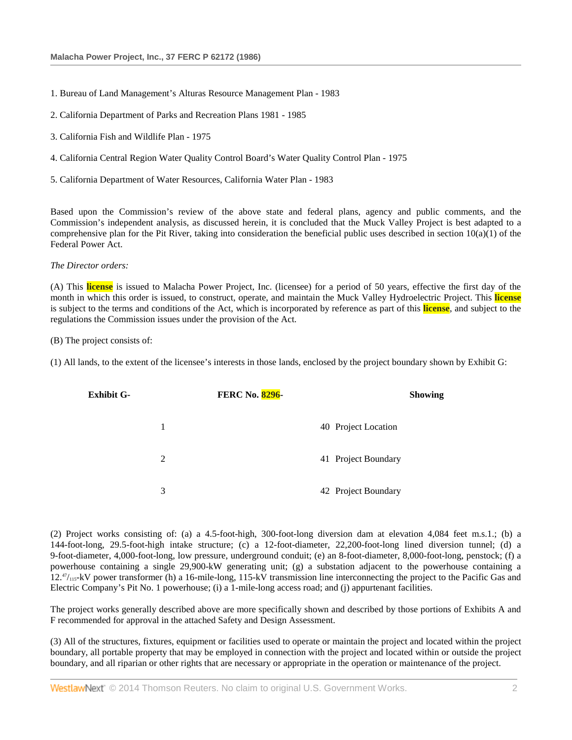1. Bureau of Land Management's Alturas Resource Management Plan - 1983

2. California Department of Parks and Recreation Plans 1981 - 1985

3. California Fish and Wildlife Plan - 1975

4. California Central Region Water Quality Control Board's Water Quality Control Plan - 1975

5. California Department of Water Resources, California Water Plan - 1983

Based upon the Commission's review of the above state and federal plans, agency and public comments, and the Commission's independent analysis, as discussed herein, it is concluded that the Muck Valley Project is best adapted to a comprehensive plan for the Pit River, taking into consideration the beneficial public uses described in section 10(a)(1) of the Federal Power Act.

*The Director orders:*

(A) This **license** is issued to Malacha Power Project, Inc. (licensee) for a period of 50 years, effective the first day of the month in which this order is issued, to construct, operate, and maintain the Muck Valley Hydroelectric Project. This **license** is subject to the terms and conditions of the Act, which is incorporated by reference as part of this **license**, and subject to the regulations the Commission issues under the provision of the Act.

(B) The project consists of:

(1) All lands, to the extent of the licensee's interests in those lands, enclosed by the project boundary shown by Exhibit G:

| Exhibit G- | FERC No. 8296- | Showing |
|---|---|---|
| 1 | 40 | Project Location |
| 2 | 41 | Project Boundary |
| 3 | 42 | Project Boundary |

(2) Project works consisting of: (a) a 4.5-foot-high, 300-foot-long diversion dam at elevation 4,084 feet m.s.1.; (b) a 144-foot-long, 29.5-foot-high intake structure; (c) a 12-foot-diameter, 22,200-foot-long lined diversion tunnel; (d) a 9-foot-diameter, 4,000-foot-long, low pressure, underground conduit; (e) an 8-foot-diameter, 8,000-foot-long, penstock; (f) a powerhouse containing a single 29,900-kW generating unit; (g) a substation adjacent to the powerhouse containing a $12.^{47}/_{115}$-kV power transformer (h) a 16-mile-long, 115-kV transmission line interconnecting the project to the Pacific Gas and Electric Company's Pit No. 1 powerhouse; (i) a 1-mile-long access road; and (j) appurtenant facilities.

The project works generally described above are more specifically shown and described by those portions of Exhibits A and F recommended for approval in the attached Safety and Design Assessment.

(3) All of the structures, fixtures, equipment or facilities used to operate or maintain the project and located within the project boundary, all portable property that may be employed in connection with the project and located within or outside the project boundary, and all riparian or other rights that are necessary or appropriate in the operation or maintenance of the project.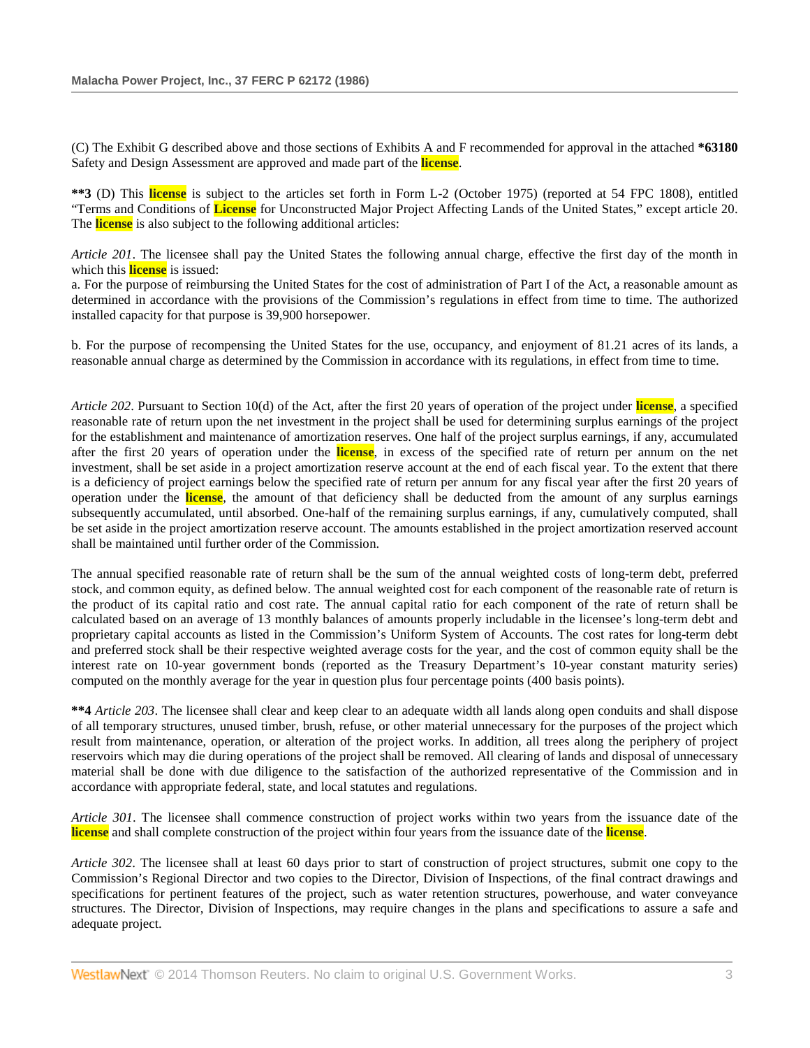(C) The Exhibit G described above and those sections of Exhibits A and F recommended for approval in the attached **\*63180** Safety and Design Assessment are approved and made part of the license.

**\*\*3** (D) This license is subject to the articles set forth in Form L-2 (October 1975) (reported at 54 FPC 1808), entitled "Terms and Conditions of License for Unconstructed Major Project Affecting Lands of the United States," except article 20. The license is also subject to the following additional articles:

*Article 201*. The licensee shall pay the United States the following annual charge, effective the first day of the month in which this license is issued:

a. For the purpose of reimbursing the United States for the cost of administration of Part I of the Act, a reasonable amount as determined in accordance with the provisions of the Commission's regulations in effect from time to time. The authorized installed capacity for that purpose is 39,900 horsepower.

b. For the purpose of recompensing the United States for the use, occupancy, and enjoyment of 81.21 acres of its lands, a reasonable annual charge as determined by the Commission in accordance with its regulations, in effect from time to time.

*Article 202*. Pursuant to Section 10(d) of the Act, after the first 20 years of operation of the project under license, a specified reasonable rate of return upon the net investment in the project shall be used for determining surplus earnings of the project for the establishment and maintenance of amortization reserves. One half of the project surplus earnings, if any, accumulated after the first 20 years of operation under the license, in excess of the specified rate of return per annum on the net investment, shall be set aside in a project amortization reserve account at the end of each fiscal year. To the extent that there is a deficiency of project earnings below the specified rate of return per annum for any fiscal year after the first 20 years of operation under the license, the amount of that deficiency shall be deducted from the amount of any surplus earnings subsequently accumulated, until absorbed. One-half of the remaining surplus earnings, if any, cumulatively computed, shall be set aside in the project amortization reserve account. The amounts established in the project amortization reserved account shall be maintained until further order of the Commission.

The annual specified reasonable rate of return shall be the sum of the annual weighted costs of long-term debt, preferred stock, and common equity, as defined below. The annual weighted cost for each component of the reasonable rate of return is the product of its capital ratio and cost rate. The annual capital ratio for each component of the rate of return shall be calculated based on an average of 13 monthly balances of amounts properly includable in the licensee's long-term debt and proprietary capital accounts as listed in the Commission's Uniform System of Accounts. The cost rates for long-term debt and preferred stock shall be their respective weighted average costs for the year, and the cost of common equity shall be the interest rate on 10-year government bonds (reported as the Treasury Department's 10-year constant maturity series) computed on the monthly average for the year in question plus four percentage points (400 basis points).

**\*\*4** *Article 203*. The licensee shall clear and keep clear to an adequate width all lands along open conduits and shall dispose of all temporary structures, unused timber, brush, refuse, or other material unnecessary for the purposes of the project which result from maintenance, operation, or alteration of the project works. In addition, all trees along the periphery of project reservoirs which may die during operations of the project shall be removed. All clearing of lands and disposal of unnecessary material shall be done with due diligence to the satisfaction of the authorized representative of the Commission and in accordance with appropriate federal, state, and local statutes and regulations.

*Article 301*. The licensee shall commence construction of project works within two years from the issuance date of the license and shall complete construction of the project within four years from the issuance date of the license.

*Article 302*. The licensee shall at least 60 days prior to start of construction of project structures, submit one copy to the Commission's Regional Director and two copies to the Director, Division of Inspections, of the final contract drawings and specifications for pertinent features of the project, such as water retention structures, powerhouse, and water conveyance structures. The Director, Division of Inspections, may require changes in the plans and specifications to assure a safe and adequate project.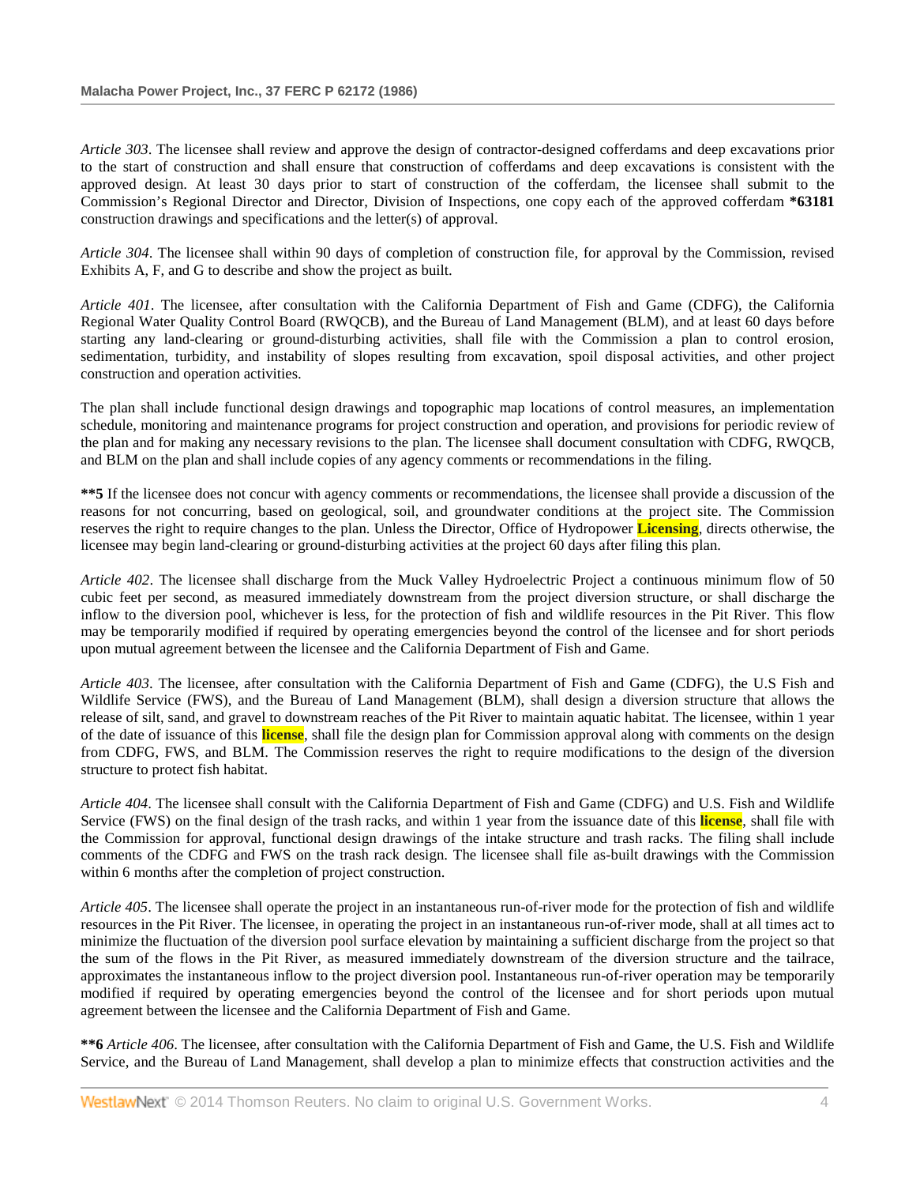*Article 303*. The licensee shall review and approve the design of contractor-designed cofferdams and deep excavations prior to the start of construction and shall ensure that construction of cofferdams and deep excavations is consistent with the approved design. At least 30 days prior to start of construction of the cofferdam, the licensee shall submit to the Commission's Regional Director and Director, Division of Inspections, one copy each of the approved cofferdam **\*63181** construction drawings and specifications and the letter(s) of approval.

*Article 304*. The licensee shall within 90 days of completion of construction file, for approval by the Commission, revised Exhibits A, F, and G to describe and show the project as built.

*Article 401*. The licensee, after consultation with the California Department of Fish and Game (CDFG), the California Regional Water Quality Control Board (RWQCB), and the Bureau of Land Management (BLM), and at least 60 days before starting any land-clearing or ground-disturbing activities, shall file with the Commission a plan to control erosion, sedimentation, turbidity, and instability of slopes resulting from excavation, spoil disposal activities, and other project construction and operation activities.

The plan shall include functional design drawings and topographic map locations of control measures, an implementation schedule, monitoring and maintenance programs for project construction and operation, and provisions for periodic review of the plan and for making any necessary revisions to the plan. The licensee shall document consultation with CDFG, RWQCB, and BLM on the plan and shall include copies of any agency comments or recommendations in the filing.

**\*\*5** If the licensee does not concur with agency comments or recommendations, the licensee shall provide a discussion of the reasons for not concurring, based on geological, soil, and groundwater conditions at the project site. The Commission reserves the right to require changes to the plan. Unless the Director, Office of Hydropower **Licensing**, directs otherwise, the licensee may begin land-clearing or ground-disturbing activities at the project 60 days after filing this plan.

*Article 402*. The licensee shall discharge from the Muck Valley Hydroelectric Project a continuous minimum flow of 50 cubic feet per second, as measured immediately downstream from the project diversion structure, or shall discharge the inflow to the diversion pool, whichever is less, for the protection of fish and wildlife resources in the Pit River. This flow may be temporarily modified if required by operating emergencies beyond the control of the licensee and for short periods upon mutual agreement between the licensee and the California Department of Fish and Game.

*Article 403*. The licensee, after consultation with the California Department of Fish and Game (CDFG), the U.S Fish and Wildlife Service (FWS), and the Bureau of Land Management (BLM), shall design a diversion structure that allows the release of silt, sand, and gravel to downstream reaches of the Pit River to maintain aquatic habitat. The licensee, within 1 year of the date of issuance of this **license**, shall file the design plan for Commission approval along with comments on the design from CDFG, FWS, and BLM. The Commission reserves the right to require modifications to the design of the diversion structure to protect fish habitat.

*Article 404*. The licensee shall consult with the California Department of Fish and Game (CDFG) and U.S. Fish and Wildlife Service (FWS) on the final design of the trash racks, and within 1 year from the issuance date of this **license**, shall file with the Commission for approval, functional design drawings of the intake structure and trash racks. The filing shall include comments of the CDFG and FWS on the trash rack design. The licensee shall file as-built drawings with the Commission within 6 months after the completion of project construction.

*Article 405*. The licensee shall operate the project in an instantaneous run-of-river mode for the protection of fish and wildlife resources in the Pit River. The licensee, in operating the project in an instantaneous run-of-river mode, shall at all times act to minimize the fluctuation of the diversion pool surface elevation by maintaining a sufficient discharge from the project so that the sum of the flows in the Pit River, as measured immediately downstream of the diversion structure and the tailrace, approximates the instantaneous inflow to the project diversion pool. Instantaneous run-of-river operation may be temporarily modified if required by operating emergencies beyond the control of the licensee and for short periods upon mutual agreement between the licensee and the California Department of Fish and Game.

**\*\*6** *Article 406*. The licensee, after consultation with the California Department of Fish and Game, the U.S. Fish and Wildlife Service, and the Bureau of Land Management, shall develop a plan to minimize effects that construction activities and the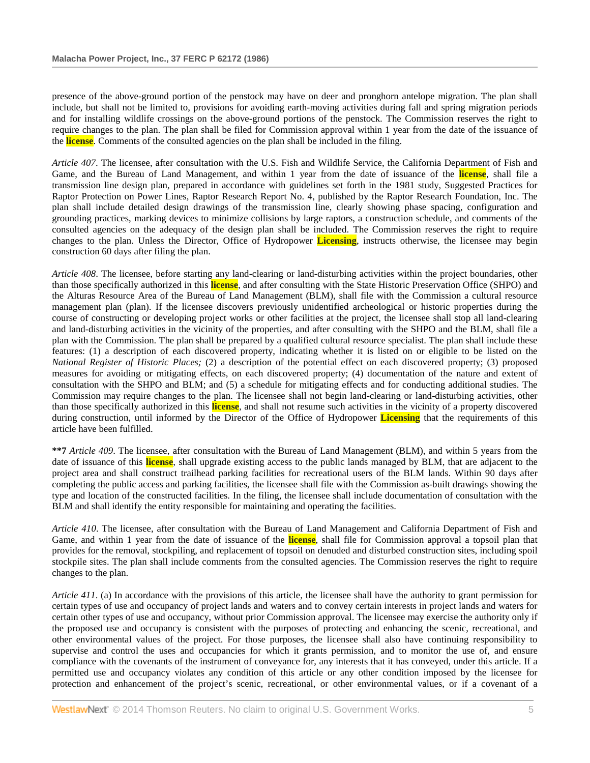presence of the above-ground portion of the penstock may have on deer and pronghorn antelope migration. The plan shall include, but shall not be limited to, provisions for avoiding earth-moving activities during fall and spring migration periods and for installing wildlife crossings on the above-ground portions of the penstock. The Commission reserves the right to require changes to the plan. The plan shall be filed for Commission approval within 1 year from the date of the issuance of the license. Comments of the consulted agencies on the plan shall be included in the filing.

*Article 407*. The licensee, after consultation with the U.S. Fish and Wildlife Service, the California Department of Fish and Game, and the Bureau of Land Management, and within 1 year from the date of issuance of the license, shall file a transmission line design plan, prepared in accordance with guidelines set forth in the 1981 study, Suggested Practices for Raptor Protection on Power Lines, Raptor Research Report No. 4, published by the Raptor Research Foundation, Inc. The plan shall include detailed design drawings of the transmission line, clearly showing phase spacing, configuration and grounding practices, marking devices to minimize collisions by large raptors, a construction schedule, and comments of the consulted agencies on the adequacy of the design plan shall be included. The Commission reserves the right to require changes to the plan. Unless the Director, Office of Hydropower Licensing, instructs otherwise, the licensee may begin construction 60 days after filing the plan.

*Article 408*. The licensee, before starting any land-clearing or land-disturbing activities within the project boundaries, other than those specifically authorized in this license, and after consulting with the State Historic Preservation Office (SHPO) and the Alturas Resource Area of the Bureau of Land Management (BLM), shall file with the Commission a cultural resource management plan (plan). If the licensee discovers previously unidentified archeological or historic properties during the course of constructing or developing project works or other facilities at the project, the licensee shall stop all land-clearing and land-disturbing activities in the vicinity of the properties, and after consulting with the SHPO and the BLM, shall file a plan with the Commission. The plan shall be prepared by a qualified cultural resource specialist. The plan shall include these features: (1) a description of each discovered property, indicating whether it is listed on or eligible to be listed on the *National Register of Historic Places;* (2) a description of the potential effect on each discovered property; (3) proposed measures for avoiding or mitigating effects, on each discovered property; (4) documentation of the nature and extent of consultation with the SHPO and BLM; and (5) a schedule for mitigating effects and for conducting additional studies. The Commission may require changes to the plan. The licensee shall not begin land-clearing or land-disturbing activities, other than those specifically authorized in this license, and shall not resume such activities in the vicinity of a property discovered during construction, until informed by the Director of the Office of Hydropower Licensing that the requirements of this article have been fulfilled.

**\*\*7** *Article 409*. The licensee, after consultation with the Bureau of Land Management (BLM), and within 5 years from the date of issuance of this license, shall upgrade existing access to the public lands managed by BLM, that are adjacent to the project area and shall construct trailhead parking facilities for recreational users of the BLM lands. Within 90 days after completing the public access and parking facilities, the licensee shall file with the Commission as-built drawings showing the type and location of the constructed facilities. In the filing, the licensee shall include documentation of consultation with the BLM and shall identify the entity responsible for maintaining and operating the facilities.

*Article 410*. The licensee, after consultation with the Bureau of Land Management and California Department of Fish and Game, and within 1 year from the date of issuance of the license, shall file for Commission approval a topsoil plan that provides for the removal, stockpiling, and replacement of topsoil on denuded and disturbed construction sites, including spoil stockpile sites. The plan shall include comments from the consulted agencies. The Commission reserves the right to require changes to the plan.

*Article 411*. (a) In accordance with the provisions of this article, the licensee shall have the authority to grant permission for certain types of use and occupancy of project lands and waters and to convey certain interests in project lands and waters for certain other types of use and occupancy, without prior Commission approval. The licensee may exercise the authority only if the proposed use and occupancy is consistent with the purposes of protecting and enhancing the scenic, recreational, and other environmental values of the project. For those purposes, the licensee shall also have continuing responsibility to supervise and control the uses and occupancies for which it grants permission, and to monitor the use of, and ensure compliance with the covenants of the instrument of conveyance for, any interests that it has conveyed, under this article. If a permitted use and occupancy violates any condition of this article or any other condition imposed by the licensee for protection and enhancement of the project's scenic, recreational, or other environmental values, or if a covenant of a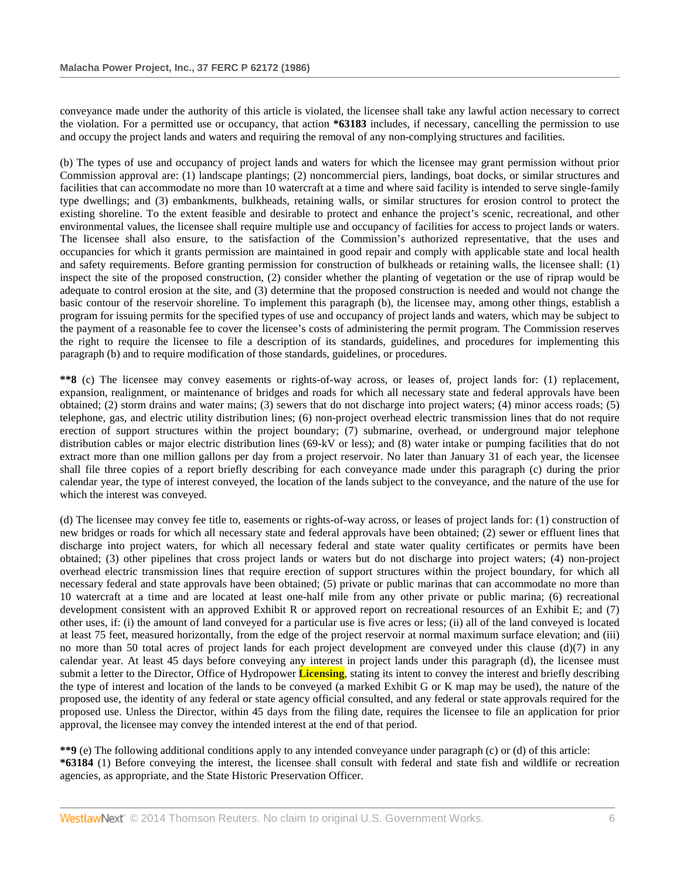conveyance made under the authority of this article is violated, the licensee shall take any lawful action necessary to correct the violation. For a permitted use or occupancy, that action **\*63183** includes, if necessary, cancelling the permission to use and occupy the project lands and waters and requiring the removal of any non-complying structures and facilities.

(b) The types of use and occupancy of project lands and waters for which the licensee may grant permission without prior Commission approval are: (1) landscape plantings; (2) noncommercial piers, landings, boat docks, or similar structures and facilities that can accommodate no more than 10 watercraft at a time and where said facility is intended to serve single-family type dwellings; and (3) embankments, bulkheads, retaining walls, or similar structures for erosion control to protect the existing shoreline. To the extent feasible and desirable to protect and enhance the project's scenic, recreational, and other environmental values, the licensee shall require multiple use and occupancy of facilities for access to project lands or waters. The licensee shall also ensure, to the satisfaction of the Commission's authorized representative, that the uses and occupancies for which it grants permission are maintained in good repair and comply with applicable state and local health and safety requirements. Before granting permission for construction of bulkheads or retaining walls, the licensee shall: (1) inspect the site of the proposed construction, (2) consider whether the planting of vegetation or the use of riprap would be adequate to control erosion at the site, and (3) determine that the proposed construction is needed and would not change the basic contour of the reservoir shoreline. To implement this paragraph (b), the licensee may, among other things, establish a program for issuing permits for the specified types of use and occupancy of project lands and waters, which may be subject to the payment of a reasonable fee to cover the licensee's costs of administering the permit program. The Commission reserves the right to require the licensee to file a description of its standards, guidelines, and procedures for implementing this paragraph (b) and to require modification of those standards, guidelines, or procedures.

**\*\*8** (c) The licensee may convey easements or rights-of-way across, or leases of, project lands for: (1) replacement, expansion, realignment, or maintenance of bridges and roads for which all necessary state and federal approvals have been obtained; (2) storm drains and water mains; (3) sewers that do not discharge into project waters; (4) minor access roads; (5) telephone, gas, and electric utility distribution lines; (6) non-project overhead electric transmission lines that do not require erection of support structures within the project boundary; (7) submarine, overhead, or underground major telephone distribution cables or major electric distribution lines (69-kV or less); and (8) water intake or pumping facilities that do not extract more than one million gallons per day from a project reservoir. No later than January 31 of each year, the licensee shall file three copies of a report briefly describing for each conveyance made under this paragraph (c) during the prior calendar year, the type of interest conveyed, the location of the lands subject to the conveyance, and the nature of the use for which the interest was conveyed.

(d) The licensee may convey fee title to, easements or rights-of-way across, or leases of project lands for: (1) construction of new bridges or roads for which all necessary state and federal approvals have been obtained; (2) sewer or effluent lines that discharge into project waters, for which all necessary federal and state water quality certificates or permits have been obtained; (3) other pipelines that cross project lands or waters but do not discharge into project waters; (4) non-project overhead electric transmission lines that require erection of support structures within the project boundary, for which all necessary federal and state approvals have been obtained; (5) private or public marinas that can accommodate no more than 10 watercraft at a time and are located at least one-half mile from any other private or public marina; (6) recreational development consistent with an approved Exhibit R or approved report on recreational resources of an Exhibit E; and (7) other uses, if: (i) the amount of land conveyed for a particular use is five acres or less; (ii) all of the land conveyed is located at least 75 feet, measured horizontally, from the edge of the project reservoir at normal maximum surface elevation; and (iii) no more than 50 total acres of project lands for each project development are conveyed under this clause (d)(7) in any calendar year. At least 45 days before conveying any interest in project lands under this paragraph (d), the licensee must submit a letter to the Director, Office of Hydropower **Licensing**, stating its intent to convey the interest and briefly describing the type of interest and location of the lands to be conveyed (a marked Exhibit G or K map may be used), the nature of the proposed use, the identity of any federal or state agency official consulted, and any federal or state approvals required for the proposed use. Unless the Director, within 45 days from the filing date, requires the licensee to file an application for prior approval, the licensee may convey the intended interest at the end of that period.

**\*\*9** (e) The following additional conditions apply to any intended conveyance under paragraph (c) or (d) of this article:
**\*63184** (1) Before conveying the interest, the licensee shall consult with federal and state fish and wildlife or recreation agencies, as appropriate, and the State Historic Preservation Officer.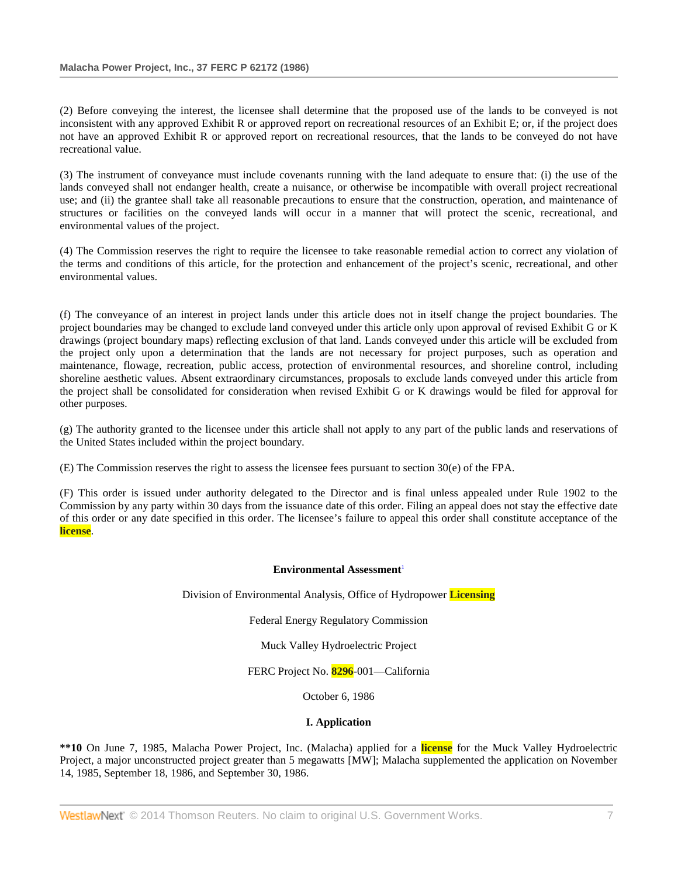(2) Before conveying the interest, the licensee shall determine that the proposed use of the lands to be conveyed is not inconsistent with any approved Exhibit R or approved report on recreational resources of an Exhibit E; or, if the project does not have an approved Exhibit R or approved report on recreational resources, that the lands to be conveyed do not have recreational value.

(3) The instrument of conveyance must include covenants running with the land adequate to ensure that: (i) the use of the lands conveyed shall not endanger health, create a nuisance, or otherwise be incompatible with overall project recreational use; and (ii) the grantee shall take all reasonable precautions to ensure that the construction, operation, and maintenance of structures or facilities on the conveyed lands will occur in a manner that will protect the scenic, recreational, and environmental values of the project.

(4) The Commission reserves the right to require the licensee to take reasonable remedial action to correct any violation of the terms and conditions of this article, for the protection and enhancement of the project's scenic, recreational, and other environmental values.

(f) The conveyance of an interest in project lands under this article does not in itself change the project boundaries. The project boundaries may be changed to exclude land conveyed under this article only upon approval of revised Exhibit G or K drawings (project boundary maps) reflecting exclusion of that land. Lands conveyed under this article will be excluded from the project only upon a determination that the lands are not necessary for project purposes, such as operation and maintenance, flowage, recreation, public access, protection of environmental resources, and shoreline control, including shoreline aesthetic values. Absent extraordinary circumstances, proposals to exclude lands conveyed under this article from the project shall be consolidated for consideration when revised Exhibit G or K drawings would be filed for approval for other purposes.

(g) The authority granted to the licensee under this article shall not apply to any part of the public lands and reservations of the United States included within the project boundary.

(E) The Commission reserves the right to assess the licensee fees pursuant to section 30(e) of the FPA.

(F) This order is issued under authority delegated to the Director and is final unless appealed under Rule 1902 to the Commission by any party within 30 days from the issuance date of this order. Filing an appeal does not stay the effective date of this order or any date specified in this order. The licensee's failure to appeal this order shall constitute acceptance of the **license**.

**Environmental Assessment**[1]

Division of Environmental Analysis, Office of Hydropower **Licensing**

Federal Energy Regulatory Commission

Muck Valley Hydroelectric Project

FERC Project No. **8296**-001—California

October 6, 1986

**I. Application**

**\*\*10** On June 7, 1985, Malacha Power Project, Inc. (Malacha) applied for a **license** for the Muck Valley Hydroelectric Project, a major unconstructed project greater than 5 megawatts [MW]; Malacha supplemented the application on November 14, 1985, September 18, 1986, and September 30, 1986.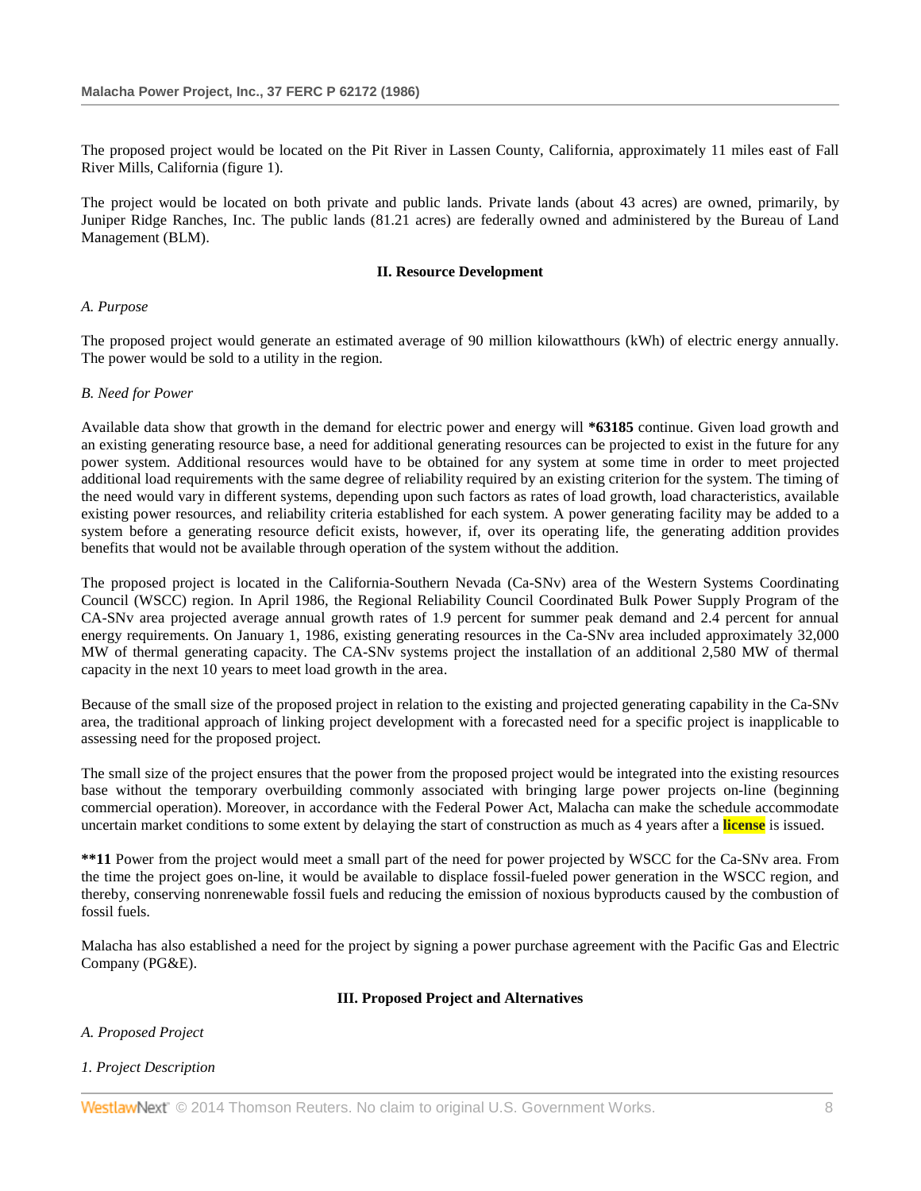The proposed project would be located on the Pit River in Lassen County, California, approximately 11 miles east of Fall River Mills, California (figure 1).

The project would be located on both private and public lands. Private lands (about 43 acres) are owned, primarily, by Juniper Ridge Ranches, Inc. The public lands (81.21 acres) are federally owned and administered by the Bureau of Land Management (BLM).

## II. Resource Development

*A. Purpose*

The proposed project would generate an estimated average of 90 million kilowatthours (kWh) of electric energy annually. The power would be sold to a utility in the region.

*B. Need for Power*

Available data show that growth in the demand for electric power and energy will **\*63185** continue. Given load growth and an existing generating resource base, a need for additional generating resources can be projected to exist in the future for any power system. Additional resources would have to be obtained for any system at some time in order to meet projected additional load requirements with the same degree of reliability required by an existing criterion for the system. The timing of the need would vary in different systems, depending upon such factors as rates of load growth, load characteristics, available existing power resources, and reliability criteria established for each system. A power generating facility may be added to a system before a generating resource deficit exists, however, if, over its operating life, the generating addition provides benefits that would not be available through operation of the system without the addition.

The proposed project is located in the California-Southern Nevada (Ca-SNv) area of the Western Systems Coordinating Council (WSCC) region. In April 1986, the Regional Reliability Council Coordinated Bulk Power Supply Program of the CA-SNv area projected average annual growth rates of 1.9 percent for summer peak demand and 2.4 percent for annual energy requirements. On January 1, 1986, existing generating resources in the Ca-SNv area included approximately 32,000 MW of thermal generating capacity. The CA-SNv systems project the installation of an additional 2,580 MW of thermal capacity in the next 10 years to meet load growth in the area.

Because of the small size of the proposed project in relation to the existing and projected generating capability in the Ca-SNv area, the traditional approach of linking project development with a forecasted need for a specific project is inapplicable to assessing need for the proposed project.

The small size of the project ensures that the power from the proposed project would be integrated into the existing resources base without the temporary overbuilding commonly associated with bringing large power projects on-line (beginning commercial operation). Moreover, in accordance with the Federal Power Act, Malacha can make the schedule accommodate uncertain market conditions to some extent by delaying the start of construction as much as 4 years after a license is issued.

**\*\*11** Power from the project would meet a small part of the need for power projected by WSCC for the Ca-SNv area. From the time the project goes on-line, it would be available to displace fossil-fueled power generation in the WSCC region, and thereby, conserving nonrenewable fossil fuels and reducing the emission of noxious byproducts caused by the combustion of fossil fuels.

Malacha has also established a need for the project by signing a power purchase agreement with the Pacific Gas and Electric Company (PG&E).

## III. Proposed Project and Alternatives

*A. Proposed Project*

*1. Project Description*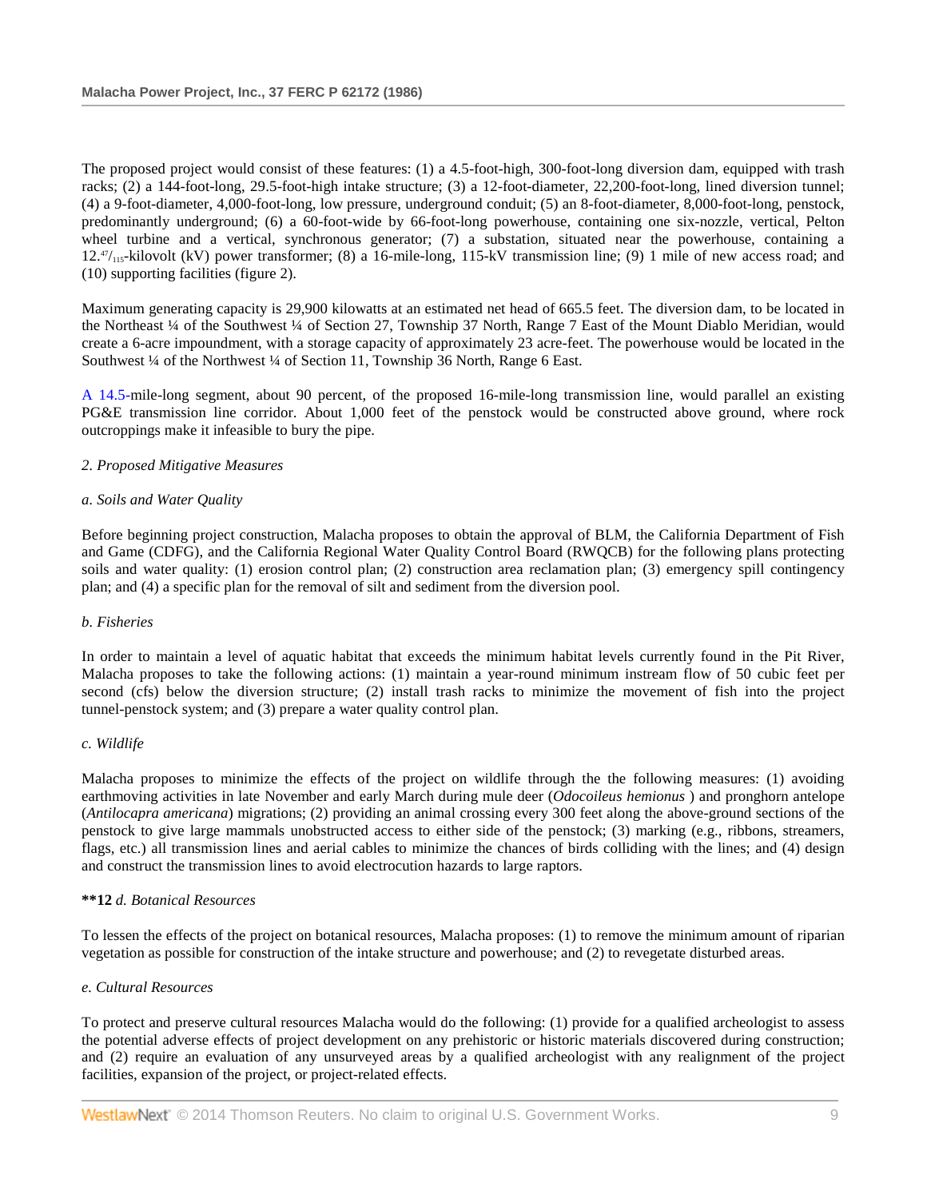The proposed project would consist of these features: (1) a 4.5-foot-high, 300-foot-long diversion dam, equipped with trash racks; (2) a 144-foot-long, 29.5-foot-high intake structure; (3) a 12-foot-diameter, 22,200-foot-long, lined diversion tunnel; (4) a 9-foot-diameter, 4,000-foot-long, low pressure, underground conduit; (5) an 8-foot-diameter, 8,000-foot-long, penstock, predominantly underground; (6) a 60-foot-wide by 66-foot-long powerhouse, containing one six-nozzle, vertical, Pelton wheel turbine and a vertical, synchronous generator; (7) a substation, situated near the powerhouse, containing a 12.[47]/[115]-kilovolt (kV) power transformer; (8) a 16-mile-long, 115-kV transmission line; (9) 1 mile of new access road; and (10) supporting facilities (figure 2).

Maximum generating capacity is 29,900 kilowatts at an estimated net head of 665.5 feet. The diversion dam, to be located in the Northeast ¼ of the Southwest ¼ of Section 27, Township 37 North, Range 7 East of the Mount Diablo Meridian, would create a 6-acre impoundment, with a storage capacity of approximately 23 acre-feet. The powerhouse would be located in the Southwest ¼ of the Northwest ¼ of Section 11, Township 36 North, Range 6 East.

A 14.5-mile-long segment, about 90 percent, of the proposed 16-mile-long transmission line, would parallel an existing PG&E transmission line corridor. About 1,000 feet of the penstock would be constructed above ground, where rock outcroppings make it infeasible to bury the pipe.

*2. Proposed Mitigative Measures*

*a. Soils and Water Quality*

Before beginning project construction, Malacha proposes to obtain the approval of BLM, the California Department of Fish and Game (CDFG), and the California Regional Water Quality Control Board (RWQCB) for the following plans protecting soils and water quality: (1) erosion control plan; (2) construction area reclamation plan; (3) emergency spill contingency plan; and (4) a specific plan for the removal of silt and sediment from the diversion pool.

*b. Fisheries*

In order to maintain a level of aquatic habitat that exceeds the minimum habitat levels currently found in the Pit River, Malacha proposes to take the following actions: (1) maintain a year-round minimum instream flow of 50 cubic feet per second (cfs) below the diversion structure; (2) install trash racks to minimize the movement of fish into the project tunnel-penstock system; and (3) prepare a water quality control plan.

*c. Wildlife*

Malacha proposes to minimize the effects of the project on wildlife through the the following measures: (1) avoiding earthmoving activities in late November and early March during mule deer (*Odocoileus hemionus* ) and pronghorn antelope (*Antilocapra americana*) migrations; (2) providing an animal crossing every 300 feet along the above-ground sections of the penstock to give large mammals unobstructed access to either side of the penstock; (3) marking (e.g., ribbons, streamers, flags, etc.) all transmission lines and aerial cables to minimize the chances of birds colliding with the lines; and (4) design and construct the transmission lines to avoid electrocution hazards to large raptors.

**\*\*12** *d. Botanical Resources*

To lessen the effects of the project on botanical resources, Malacha proposes: (1) to remove the minimum amount of riparian vegetation as possible for construction of the intake structure and powerhouse; and (2) to revegetate disturbed areas.

*e. Cultural Resources*

To protect and preserve cultural resources Malacha would do the following: (1) provide for a qualified archeologist to assess the potential adverse effects of project development on any prehistoric or historic materials discovered during construction; and (2) require an evaluation of any unsurveyed areas by a qualified archeologist with any realignment of the project facilities, expansion of the project, or project-related effects.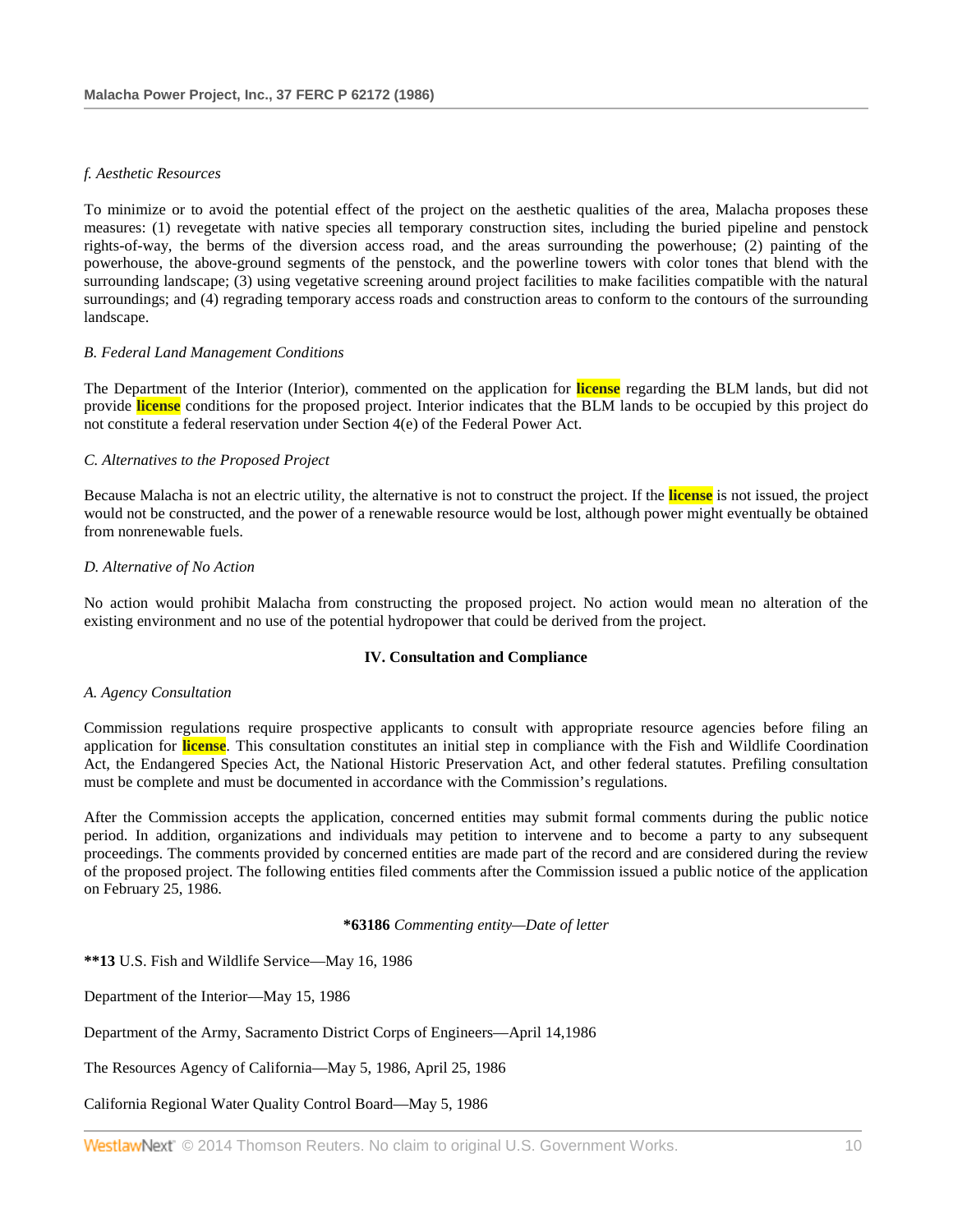*f. Aesthetic Resources*

To minimize or to avoid the potential effect of the project on the aesthetic qualities of the area, Malacha proposes these measures: (1) revegetate with native species all temporary construction sites, including the buried pipeline and penstock rights-of-way, the berms of the diversion access road, and the areas surrounding the powerhouse; (2) painting of the powerhouse, the above-ground segments of the penstock, and the powerline towers with color tones that blend with the surrounding landscape; (3) using vegetative screening around project facilities to make facilities compatible with the natural surroundings; and (4) regrading temporary access roads and construction areas to conform to the contours of the surrounding landscape.

*B. Federal Land Management Conditions*

The Department of the Interior (Interior), commented on the application for **license** regarding the BLM lands, but did not provide **license** conditions for the proposed project. Interior indicates that the BLM lands to be occupied by this project do not constitute a federal reservation under Section 4(e) of the Federal Power Act.

*C. Alternatives to the Proposed Project*

Because Malacha is not an electric utility, the alternative is not to construct the project. If the **license** is not issued, the project would not be constructed, and the power of a renewable resource would be lost, although power might eventually be obtained from nonrenewable fuels.

*D. Alternative of No Action*

No action would prohibit Malacha from constructing the proposed project. No action would mean no alteration of the existing environment and no use of the potential hydropower that could be derived from the project.

### IV. Consultation and Compliance

*A. Agency Consultation*

Commission regulations require prospective applicants to consult with appropriate resource agencies before filing an application for **license**. This consultation constitutes an initial step in compliance with the Fish and Wildlife Coordination Act, the Endangered Species Act, the National Historic Preservation Act, and other federal statutes. Prefiling consultation must be complete and must be documented in accordance with the Commission's regulations.

After the Commission accepts the application, concerned entities may submit formal comments during the public notice period. In addition, organizations and individuals may petition to intervene and to become a party to any subsequent proceedings. The comments provided by concerned entities are made part of the record and are considered during the review of the proposed project. The following entities filed comments after the Commission issued a public notice of the application on February 25, 1986.

**\*63186** *Commenting entity—Date of letter*

**\*\*13** U.S. Fish and Wildlife Service—May 16, 1986

Department of the Interior—May 15, 1986

Department of the Army, Sacramento District Corps of Engineers—April 14,1986

The Resources Agency of California—May 5, 1986, April 25, 1986

California Regional Water Quality Control Board—May 5, 1986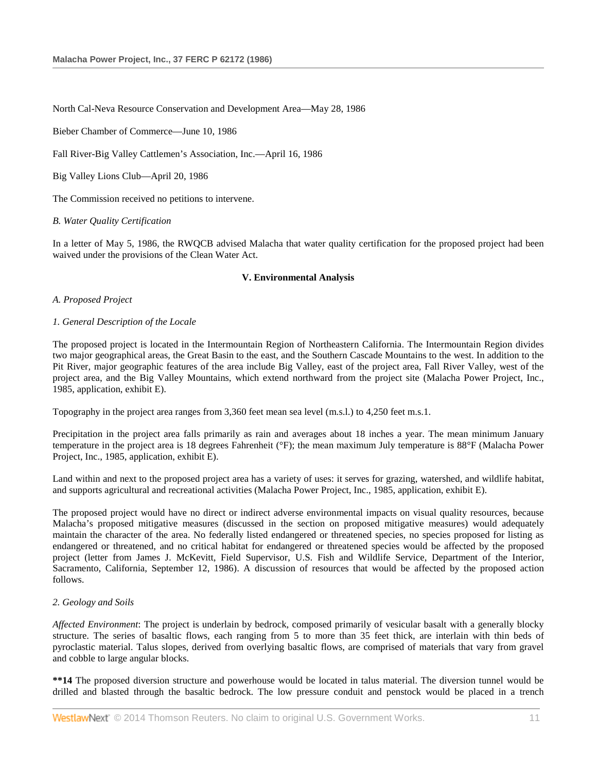North Cal-Neva Resource Conservation and Development Area—May 28, 1986

Bieber Chamber of Commerce—June 10, 1986

Fall River-Big Valley Cattlemen's Association, Inc.—April 16, 1986

Big Valley Lions Club—April 20, 1986

The Commission received no petitions to intervene.

*B. Water Quality Certification*

In a letter of May 5, 1986, the RWQCB advised Malacha that water quality certification for the proposed project had been waived under the provisions of the Clean Water Act.

**V. Environmental Analysis**

*A. Proposed Project*

*1. General Description of the Locale*

The proposed project is located in the Intermountain Region of Northeastern California. The Intermountain Region divides two major geographical areas, the Great Basin to the east, and the Southern Cascade Mountains to the west. In addition to the Pit River, major geographic features of the area include Big Valley, east of the project area, Fall River Valley, west of the project area, and the Big Valley Mountains, which extend northward from the project site (Malacha Power Project, Inc., 1985, application, exhibit E).

Topography in the project area ranges from 3,360 feet mean sea level (m.s.l.) to 4,250 feet m.s.1.

Precipitation in the project area falls primarily as rain and averages about 18 inches a year. The mean minimum January temperature in the project area is 18 degrees Fahrenheit (°F); the mean maximum July temperature is 88°F (Malacha Power Project, Inc., 1985, application, exhibit E).

Land within and next to the proposed project area has a variety of uses: it serves for grazing, watershed, and wildlife habitat, and supports agricultural and recreational activities (Malacha Power Project, Inc., 1985, application, exhibit E).

The proposed project would have no direct or indirect adverse environmental impacts on visual quality resources, because Malacha's proposed mitigative measures (discussed in the section on proposed mitigative measures) would adequately maintain the character of the area. No federally listed endangered or threatened species, no species proposed for listing as endangered or threatened, and no critical habitat for endangered or threatened species would be affected by the proposed project (letter from James J. McKevitt, Field Supervisor, U.S. Fish and Wildlife Service, Department of the Interior, Sacramento, California, September 12, 1986). A discussion of resources that would be affected by the proposed action follows.

*2. Geology and Soils*

*Affected Environment*: The project is underlain by bedrock, composed primarily of vesicular basalt with a generally blocky structure. The series of basaltic flows, each ranging from 5 to more than 35 feet thick, are interlain with thin beds of pyroclastic material. Talus slopes, derived from overlying basaltic flows, are comprised of materials that vary from gravel and cobble to large angular blocks.

**\*\*14** The proposed diversion structure and powerhouse would be located in talus material. The diversion tunnel would be drilled and blasted through the basaltic bedrock. The low pressure conduit and penstock would be placed in a trench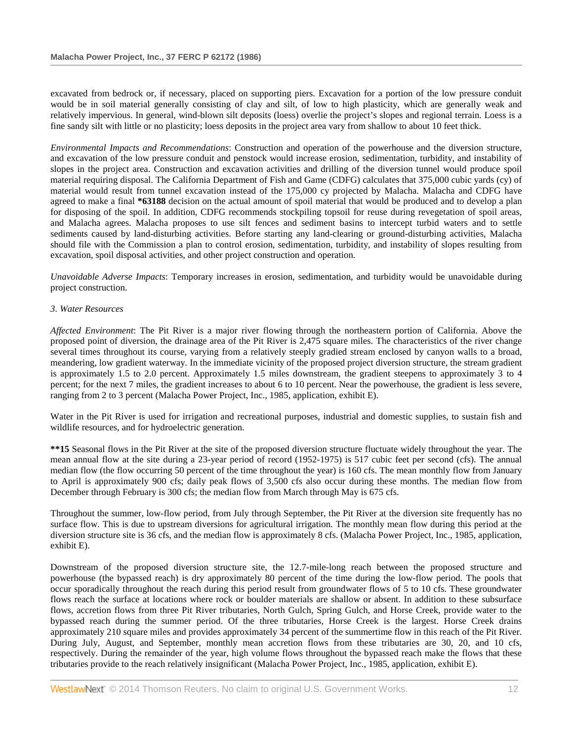excavated from bedrock or, if necessary, placed on supporting piers. Excavation for a portion of the low pressure conduit would be in soil material generally consisting of clay and silt, of low to high plasticity, which are generally weak and relatively impervious. In general, wind-blown silt deposits (loess) overlie the project's slopes and regional terrain. Loess is a fine sandy silt with little or no plasticity; loess deposits in the project area vary from shallow to about 10 feet thick.

*Environmental Impacts and Recommendations*: Construction and operation of the powerhouse and the diversion structure, and excavation of the low pressure conduit and penstock would increase erosion, sedimentation, turbidity, and instability of slopes in the project area. Construction and excavation activities and drilling of the diversion tunnel would produce spoil material requiring disposal. The California Department of Fish and Game (CDFG) calculates that 375,000 cubic yards (cy) of material would result from tunnel excavation instead of the 175,000 cy projected by Malacha. Malacha and CDFG have agreed to make a final **\*63188** decision on the actual amount of spoil material that would be produced and to develop a plan for disposing of the spoil. In addition, CDFG recommends stockpiling topsoil for reuse during revegetation of spoil areas, and Malacha agrees. Malacha proposes to use silt fences and sediment basins to intercept turbid waters and to settle sediments caused by land-disturbing activities. Before starting any land-clearing or ground-disturbing activities, Malacha should file with the Commission a plan to control erosion, sedimentation, turbidity, and instability of slopes resulting from excavation, spoil disposal activities, and other project construction and operation.

*Unavoidable Adverse Impacts*: Temporary increases in erosion, sedimentation, and turbidity would be unavoidable during project construction.

*3. Water Resources*

*Affected Environment*: The Pit River is a major river flowing through the northeastern portion of California. Above the proposed point of diversion, the drainage area of the Pit River is 2,475 square miles. The characteristics of the river change several times throughout its course, varying from a relatively steeply gradied stream enclosed by canyon walls to a broad, meandering, low gradient waterway. In the immediate vicinity of the proposed project diversion structure, the stream gradient is approximately 1.5 to 2.0 percent. Approximately 1.5 miles downstream, the gradient steepens to approximately 3 to 4 percent; for the next 7 miles, the gradient increases to about 6 to 10 percent. Near the powerhouse, the gradient is less severe, ranging from 2 to 3 percent (Malacha Power Project, Inc., 1985, application, exhibit E).

Water in the Pit River is used for irrigation and recreational purposes, industrial and domestic supplies, to sustain fish and wildlife resources, and for hydroelectric generation.

**\*\*15** Seasonal flows in the Pit River at the site of the proposed diversion structure fluctuate widely throughout the year. The mean annual flow at the site during a 23-year period of record (1952-1975) is 517 cubic feet per second (cfs). The annual median flow (the flow occurring 50 percent of the time throughout the year) is 160 cfs. The mean monthly flow from January to April is approximately 900 cfs; daily peak flows of 3,500 cfs also occur during these months. The median flow from December through February is 300 cfs; the median flow from March through May is 675 cfs.

Throughout the summer, low-flow period, from July through September, the Pit River at the diversion site frequently has no surface flow. This is due to upstream diversions for agricultural irrigation. The monthly mean flow during this period at the diversion structure site is 36 cfs, and the median flow is approximately 8 cfs. (Malacha Power Project, Inc., 1985, application, exhibit E).

Downstream of the proposed diversion structure site, the 12.7-mile-long reach between the proposed structure and powerhouse (the bypassed reach) is dry approximately 80 percent of the time during the low-flow period. The pools that occur sporadically throughout the reach during this period result from groundwater flows of 5 to 10 cfs. These groundwater flows reach the surface at locations where rock or boulder materials are shallow or absent. In addition to these subsurface flows, accretion flows from three Pit River tributaries, North Gulch, Spring Gulch, and Horse Creek, provide water to the bypassed reach during the summer period. Of the three tributaries, Horse Creek is the largest. Horse Creek drains approximately 210 square miles and provides approximately 34 percent of the summertime flow in this reach of the Pit River. During July, August, and September, monthly mean accretion flows from these tributaries are 30, 20, and 10 cfs, respectively. During the remainder of the year, high volume flows throughout the bypassed reach make the flows that these tributaries provide to the reach relatively insignificant (Malacha Power Project, Inc., 1985, application, exhibit E).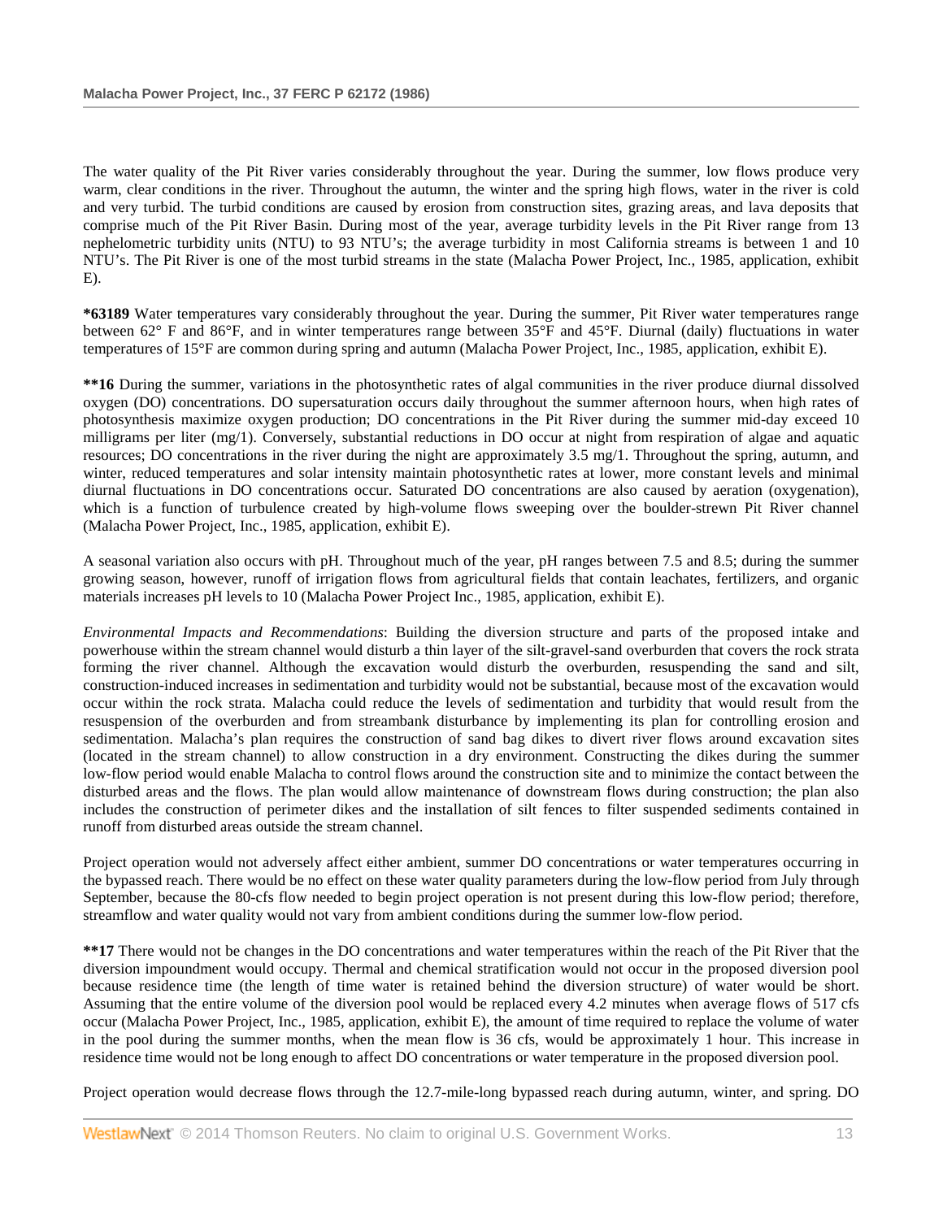The water quality of the Pit River varies considerably throughout the year. During the summer, low flows produce very warm, clear conditions in the river. Throughout the autumn, the winter and the spring high flows, water in the river is cold and very turbid. The turbid conditions are caused by erosion from construction sites, grazing areas, and lava deposits that comprise much of the Pit River Basin. During most of the year, average turbidity levels in the Pit River range from 13 nephelometric turbidity units (NTU) to 93 NTU's; the average turbidity in most California streams is between 1 and 10 NTU's. The Pit River is one of the most turbid streams in the state (Malacha Power Project, Inc., 1985, application, exhibit E).

**\*63189** Water temperatures vary considerably throughout the year. During the summer, Pit River water temperatures range between 62° F and 86°F, and in winter temperatures range between 35°F and 45°F. Diurnal (daily) fluctuations in water temperatures of 15°F are common during spring and autumn (Malacha Power Project, Inc., 1985, application, exhibit E).

**\*\*16** During the summer, variations in the photosynthetic rates of algal communities in the river produce diurnal dissolved oxygen (DO) concentrations. DO supersaturation occurs daily throughout the summer afternoon hours, when high rates of photosynthesis maximize oxygen production; DO concentrations in the Pit River during the summer mid-day exceed 10 milligrams per liter (mg/1). Conversely, substantial reductions in DO occur at night from respiration of algae and aquatic resources; DO concentrations in the river during the night are approximately 3.5 mg/1. Throughout the spring, autumn, and winter, reduced temperatures and solar intensity maintain photosynthetic rates at lower, more constant levels and minimal diurnal fluctuations in DO concentrations occur. Saturated DO concentrations are also caused by aeration (oxygenation), which is a function of turbulence created by high-volume flows sweeping over the boulder-strewn Pit River channel (Malacha Power Project, Inc., 1985, application, exhibit E).

A seasonal variation also occurs with pH. Throughout much of the year, pH ranges between 7.5 and 8.5; during the summer growing season, however, runoff of irrigation flows from agricultural fields that contain leachates, fertilizers, and organic materials increases pH levels to 10 (Malacha Power Project Inc., 1985, application, exhibit E).

*Environmental Impacts and Recommendations*: Building the diversion structure and parts of the proposed intake and powerhouse within the stream channel would disturb a thin layer of the silt-gravel-sand overburden that covers the rock strata forming the river channel. Although the excavation would disturb the overburden, resuspending the sand and silt, construction-induced increases in sedimentation and turbidity would not be substantial, because most of the excavation would occur within the rock strata. Malacha could reduce the levels of sedimentation and turbidity that would result from the resuspension of the overburden and from streambank disturbance by implementing its plan for controlling erosion and sedimentation. Malacha's plan requires the construction of sand bag dikes to divert river flows around excavation sites (located in the stream channel) to allow construction in a dry environment. Constructing the dikes during the summer low-flow period would enable Malacha to control flows around the construction site and to minimize the contact between the disturbed areas and the flows. The plan would allow maintenance of downstream flows during construction; the plan also includes the construction of perimeter dikes and the installation of silt fences to filter suspended sediments contained in runoff from disturbed areas outside the stream channel.

Project operation would not adversely affect either ambient, summer DO concentrations or water temperatures occurring in the bypassed reach. There would be no effect on these water quality parameters during the low-flow period from July through September, because the 80-cfs flow needed to begin project operation is not present during this low-flow period; therefore, streamflow and water quality would not vary from ambient conditions during the summer low-flow period.

**\*\*17** There would not be changes in the DO concentrations and water temperatures within the reach of the Pit River that the diversion impoundment would occupy. Thermal and chemical stratification would not occur in the proposed diversion pool because residence time (the length of time water is retained behind the diversion structure) of water would be short. Assuming that the entire volume of the diversion pool would be replaced every 4.2 minutes when average flows of 517 cfs occur (Malacha Power Project, Inc., 1985, application, exhibit E), the amount of time required to replace the volume of water in the pool during the summer months, when the mean flow is 36 cfs, would be approximately 1 hour. This increase in residence time would not be long enough to affect DO concentrations or water temperature in the proposed diversion pool.

Project operation would decrease flows through the 12.7-mile-long bypassed reach during autumn, winter, and spring. DO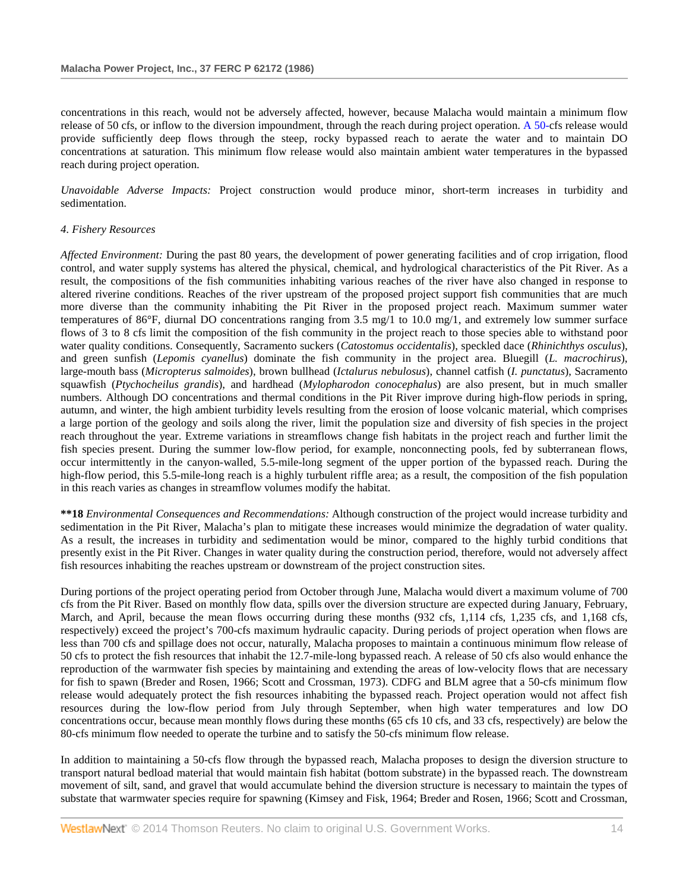concentrations in this reach, would not be adversely affected, however, because Malacha would maintain a minimum flow release of 50 cfs, or inflow to the diversion impoundment, through the reach during project operation. A 50-cfs release would provide sufficiently deep flows through the steep, rocky bypassed reach to aerate the water and to maintain DO concentrations at saturation. This minimum flow release would also maintain ambient water temperatures in the bypassed reach during project operation.

*Unavoidable Adverse Impacts:* Project construction would produce minor, short-term increases in turbidity and sedimentation.

*4. Fishery Resources*

*Affected Environment:* During the past 80 years, the development of power generating facilities and of crop irrigation, flood control, and water supply systems has altered the physical, chemical, and hydrological characteristics of the Pit River. As a result, the compositions of the fish communities inhabiting various reaches of the river have also changed in response to altered riverine conditions. Reaches of the river upstream of the proposed project support fish communities that are much more diverse than the community inhabiting the Pit River in the proposed project reach. Maximum summer water temperatures of 86°F, diurnal DO concentrations ranging from 3.5 mg/1 to 10.0 mg/1, and extremely low summer surface flows of 3 to 8 cfs limit the composition of the fish community in the project reach to those species able to withstand poor water quality conditions. Consequently, Sacramento suckers (*Catostomus occidentalis*), speckled dace (*Rhinichthys osculus*), and green sunfish (*Lepomis cyanellus*) dominate the fish community in the project area. Bluegill (*L. macrochirus*), large-mouth bass (*Micropterus salmoides*), brown bullhead (*Ictalurus nebulosus*), channel catfish (*I. punctatus*), Sacramento squawfish (*Ptychocheilus grandis*), and hardhead (*Mylopharodon conocephalus*) are also present, but in much smaller numbers. Although DO concentrations and thermal conditions in the Pit River improve during high-flow periods in spring, autumn, and winter, the high ambient turbidity levels resulting from the erosion of loose volcanic material, which comprises a large portion of the geology and soils along the river, limit the population size and diversity of fish species in the project reach throughout the year. Extreme variations in streamflows change fish habitats in the project reach and further limit the fish species present. During the summer low-flow period, for example, nonconnecting pools, fed by subterranean flows, occur intermittently in the canyon-walled, 5.5-mile-long segment of the upper portion of the bypassed reach. During the high-flow period, this 5.5-mile-long reach is a highly turbulent riffle area; as a result, the composition of the fish population in this reach varies as changes in streamflow volumes modify the habitat.

**\*\*18** *Environmental Consequences and Recommendations:* Although construction of the project would increase turbidity and sedimentation in the Pit River, Malacha's plan to mitigate these increases would minimize the degradation of water quality. As a result, the increases in turbidity and sedimentation would be minor, compared to the highly turbid conditions that presently exist in the Pit River. Changes in water quality during the construction period, therefore, would not adversely affect fish resources inhabiting the reaches upstream or downstream of the project construction sites.

During portions of the project operating period from October through June, Malacha would divert a maximum volume of 700 cfs from the Pit River. Based on monthly flow data, spills over the diversion structure are expected during January, February, March, and April, because the mean flows occurring during these months (932 cfs, 1,114 cfs, 1,235 cfs, and 1,168 cfs, respectively) exceed the project's 700-cfs maximum hydraulic capacity. During periods of project operation when flows are less than 700 cfs and spillage does not occur, naturally, Malacha proposes to maintain a continuous minimum flow release of 50 cfs to protect the fish resources that inhabit the 12.7-mile-long bypassed reach. A release of 50 cfs also would enhance the reproduction of the warmwater fish species by maintaining and extending the areas of low-velocity flows that are necessary for fish to spawn (Breder and Rosen, 1966; Scott and Crossman, 1973). CDFG and BLM agree that a 50-cfs minimum flow release would adequately protect the fish resources inhabiting the bypassed reach. Project operation would not affect fish resources during the low-flow period from July through September, when high water temperatures and low DO concentrations occur, because mean monthly flows during these months (65 cfs 10 cfs, and 33 cfs, respectively) are below the 80-cfs minimum flow needed to operate the turbine and to satisfy the 50-cfs minimum flow release.

In addition to maintaining a 50-cfs flow through the bypassed reach, Malacha proposes to design the diversion structure to transport natural bedload material that would maintain fish habitat (bottom substrate) in the bypassed reach. The downstream movement of silt, sand, and gravel that would accumulate behind the diversion structure is necessary to maintain the types of substate that warmwater species require for spawning (Kimsey and Fisk, 1964; Breder and Rosen, 1966; Scott and Crossman,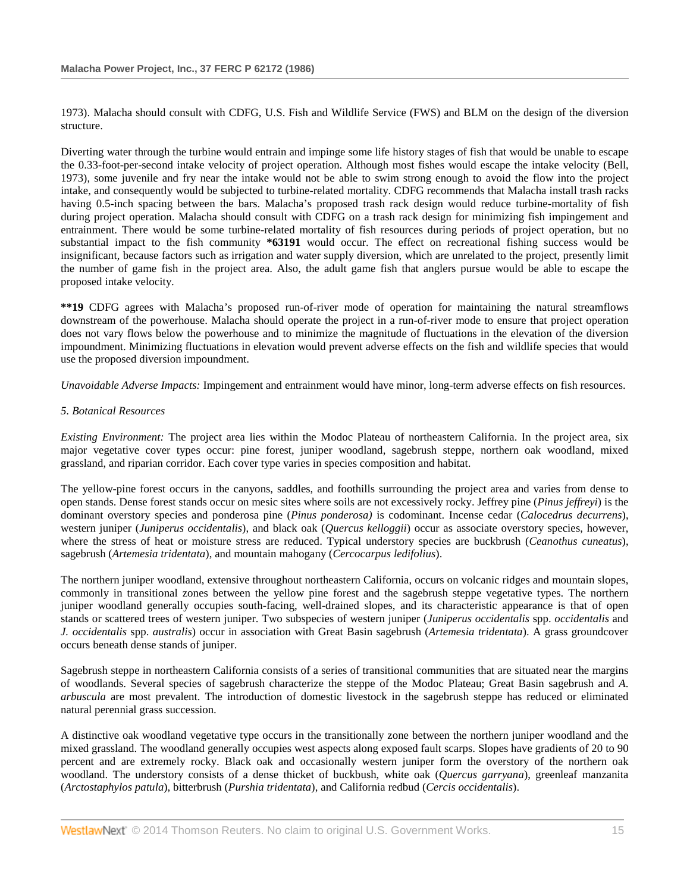1973). Malacha should consult with CDFG, U.S. Fish and Wildlife Service (FWS) and BLM on the design of the diversion structure.

Diverting water through the turbine would entrain and impinge some life history stages of fish that would be unable to escape the 0.33-foot-per-second intake velocity of project operation. Although most fishes would escape the intake velocity (Bell, 1973), some juvenile and fry near the intake would not be able to swim strong enough to avoid the flow into the project intake, and consequently would be subjected to turbine-related mortality. CDFG recommends that Malacha install trash racks having 0.5-inch spacing between the bars. Malacha's proposed trash rack design would reduce turbine-mortality of fish during project operation. Malacha should consult with CDFG on a trash rack design for minimizing fish impingement and entrainment. There would be some turbine-related mortality of fish resources during periods of project operation, but no substantial impact to the fish community **\*63191** would occur. The effect on recreational fishing success would be insignificant, because factors such as irrigation and water supply diversion, which are unrelated to the project, presently limit the number of game fish in the project area. Also, the adult game fish that anglers pursue would be able to escape the proposed intake velocity.

**\*\*19** CDFG agrees with Malacha's proposed run-of-river mode of operation for maintaining the natural streamflows downstream of the powerhouse. Malacha should operate the project in a run-of-river mode to ensure that project operation does not vary flows below the powerhouse and to minimize the magnitude of fluctuations in the elevation of the diversion impoundment. Minimizing fluctuations in elevation would prevent adverse effects on the fish and wildlife species that would use the proposed diversion impoundment.

*Unavoidable Adverse Impacts:* Impingement and entrainment would have minor, long-term adverse effects on fish resources.

*5. Botanical Resources*

*Existing Environment:* The project area lies within the Modoc Plateau of northeastern California. In the project area, six major vegetative cover types occur: pine forest, juniper woodland, sagebrush steppe, northern oak woodland, mixed grassland, and riparian corridor. Each cover type varies in species composition and habitat.

The yellow-pine forest occurs in the canyons, saddles, and foothills surrounding the project area and varies from dense to open stands. Dense forest stands occur on mesic sites where soils are not excessively rocky. Jeffrey pine (*Pinus jeffreyi*) is the dominant overstory species and ponderosa pine (*Pinus ponderosa)* is codominant. Incense cedar (*Calocedrus decurrens*), western juniper (*Juniperus occidentalis*), and black oak (*Quercus kelloggii*) occur as associate overstory species, however, where the stress of heat or moisture stress are reduced. Typical understory species are buckbrush (*Ceanothus cuneatus*), sagebrush (*Artemesia tridentata*), and mountain mahogany (*Cercocarpus ledifolius*).

The northern juniper woodland, extensive throughout northeastern California, occurs on volcanic ridges and mountain slopes, commonly in transitional zones between the yellow pine forest and the sagebrush steppe vegetative types. The northern juniper woodland generally occupies south-facing, well-drained slopes, and its characteristic appearance is that of open stands or scattered trees of western juniper. Two subspecies of western juniper (*Juniperus occidentalis* spp. *occidentalis* and *J. occidentalis* spp. *australis*) occur in association with Great Basin sagebrush (*Artemesia tridentata*). A grass groundcover occurs beneath dense stands of juniper.

Sagebrush steppe in northeastern California consists of a series of transitional communities that are situated near the margins of woodlands. Several species of sagebrush characterize the steppe of the Modoc Plateau; Great Basin sagebrush and *A. arbuscula* are most prevalent. The introduction of domestic livestock in the sagebrush steppe has reduced or eliminated natural perennial grass succession.

A distinctive oak woodland vegetative type occurs in the transitionally zone between the northern juniper woodland and the mixed grassland. The woodland generally occupies west aspects along exposed fault scarps. Slopes have gradients of 20 to 90 percent and are extremely rocky. Black oak and occasionally western juniper form the overstory of the northern oak woodland. The understory consists of a dense thicket of buckbush, white oak (*Quercus garryana*), greenleaf manzanita (*Arctostaphylos patula*), bitterbrush (*Purshia tridentata*), and California redbud (*Cercis occidentalis*).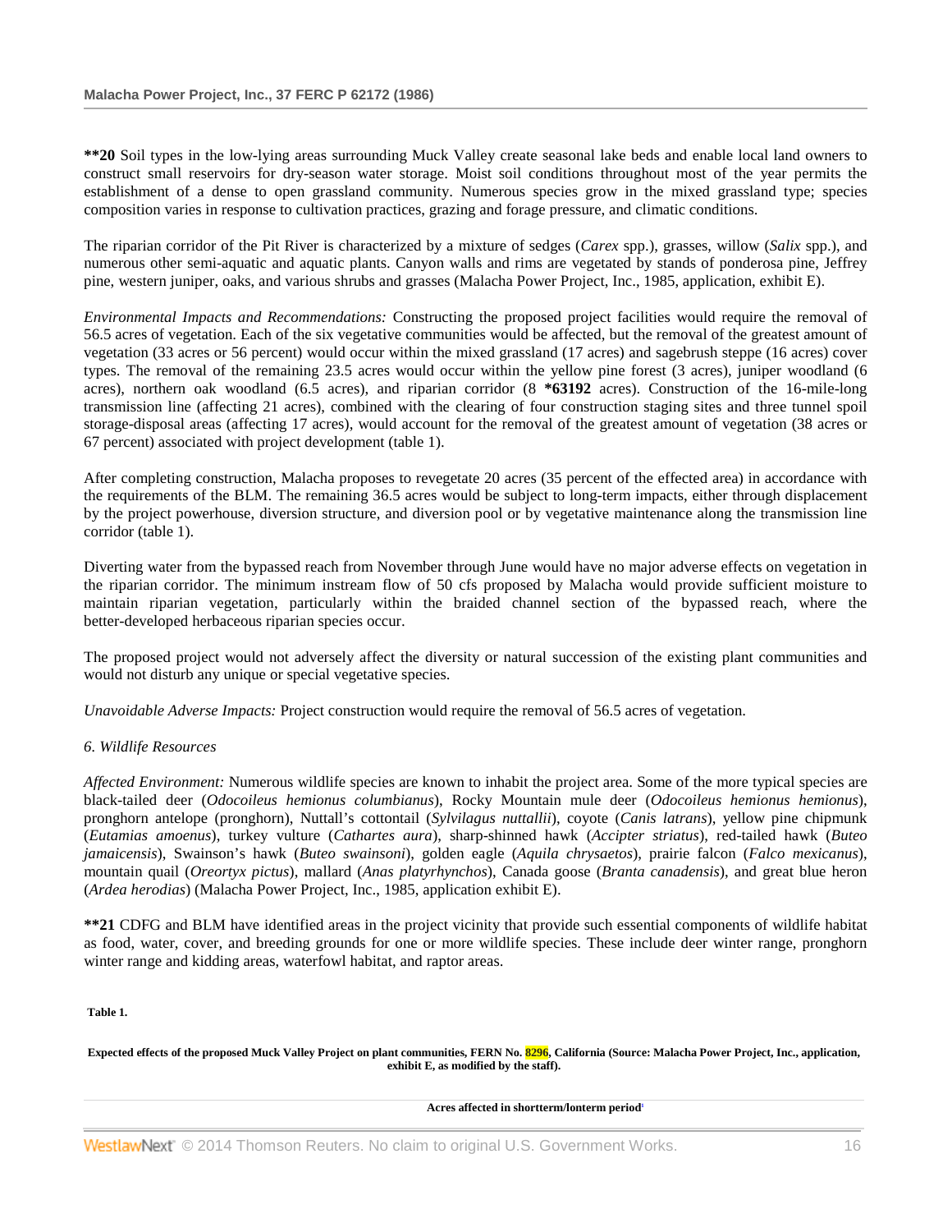**\*\*20** Soil types in the low-lying areas surrounding Muck Valley create seasonal lake beds and enable local land owners to construct small reservoirs for dry-season water storage. Moist soil conditions throughout most of the year permits the establishment of a dense to open grassland community. Numerous species grow in the mixed grassland type; species composition varies in response to cultivation practices, grazing and forage pressure, and climatic conditions.

The riparian corridor of the Pit River is characterized by a mixture of sedges (*Carex* spp.), grasses, willow (*Salix* spp.), and numerous other semi-aquatic and aquatic plants. Canyon walls and rims are vegetated by stands of ponderosa pine, Jeffrey pine, western juniper, oaks, and various shrubs and grasses (Malacha Power Project, Inc., 1985, application, exhibit E).

*Environmental Impacts and Recommendations:* Constructing the proposed project facilities would require the removal of 56.5 acres of vegetation. Each of the six vegetative communities would be affected, but the removal of the greatest amount of vegetation (33 acres or 56 percent) would occur within the mixed grassland (17 acres) and sagebrush steppe (16 acres) cover types. The removal of the remaining 23.5 acres would occur within the yellow pine forest (3 acres), juniper woodland (6 acres), northern oak woodland (6.5 acres), and riparian corridor (8 **\*63192** acres). Construction of the 16-mile-long transmission line (affecting 21 acres), combined with the clearing of four construction staging sites and three tunnel spoil storage-disposal areas (affecting 17 acres), would account for the removal of the greatest amount of vegetation (38 acres or 67 percent) associated with project development (table 1).

After completing construction, Malacha proposes to revegetate 20 acres (35 percent of the effected area) in accordance with the requirements of the BLM. The remaining 36.5 acres would be subject to long-term impacts, either through displacement by the project powerhouse, diversion structure, and diversion pool or by vegetative maintenance along the transmission line corridor (table 1).

Diverting water from the bypassed reach from November through June would have no major adverse effects on vegetation in the riparian corridor. The minimum instream flow of 50 cfs proposed by Malacha would provide sufficient moisture to maintain riparian vegetation, particularly within the braided channel section of the bypassed reach, where the better-developed herbaceous riparian species occur.

The proposed project would not adversely affect the diversity or natural succession of the existing plant communities and would not disturb any unique or special vegetative species.

*Unavoidable Adverse Impacts:* Project construction would require the removal of 56.5 acres of vegetation.

*6. Wildlife Resources*

*Affected Environment:* Numerous wildlife species are known to inhabit the project area. Some of the more typical species are black-tailed deer (*Odocoileus hemionus columbianus*), Rocky Mountain mule deer (*Odocoileus hemionus hemionus*), pronghorn antelope (pronghorn), Nuttall's cottontail (*Sylvilagus nuttallii*), coyote (*Canis latrans*), yellow pine chipmunk (*Eutamias amoenus*), turkey vulture (*Cathartes aura*), sharp-shinned hawk (*Accipter striatus*), red-tailed hawk (*Buteo jamaicensis*), Swainson's hawk (*Buteo swainsoni*), golden eagle (*Aquila chrysaetos*), prairie falcon (*Falco mexicanus*), mountain quail (*Oreortyx pictus*), mallard (*Anas platyrhynchos*), Canada goose (*Branta canadensis*), and great blue heron (*Ardea herodias*) (Malacha Power Project, Inc., 1985, application exhibit E).

**\*\*21** CDFG and BLM have identified areas in the project vicinity that provide such essential components of wildlife habitat as food, water, cover, and breeding grounds for one or more wildlife species. These include deer winter range, pronghorn winter range and kidding areas, waterfowl habitat, and raptor areas.

**Table 1.**

**Expected effects of the proposed Muck Valley Project on plant communities, FERN No. 8296, California (Source: Malacha Power Project, Inc., application, exhibit E, as modified by the staff).**

**Acres affected in shortterm/lonterm period[1]**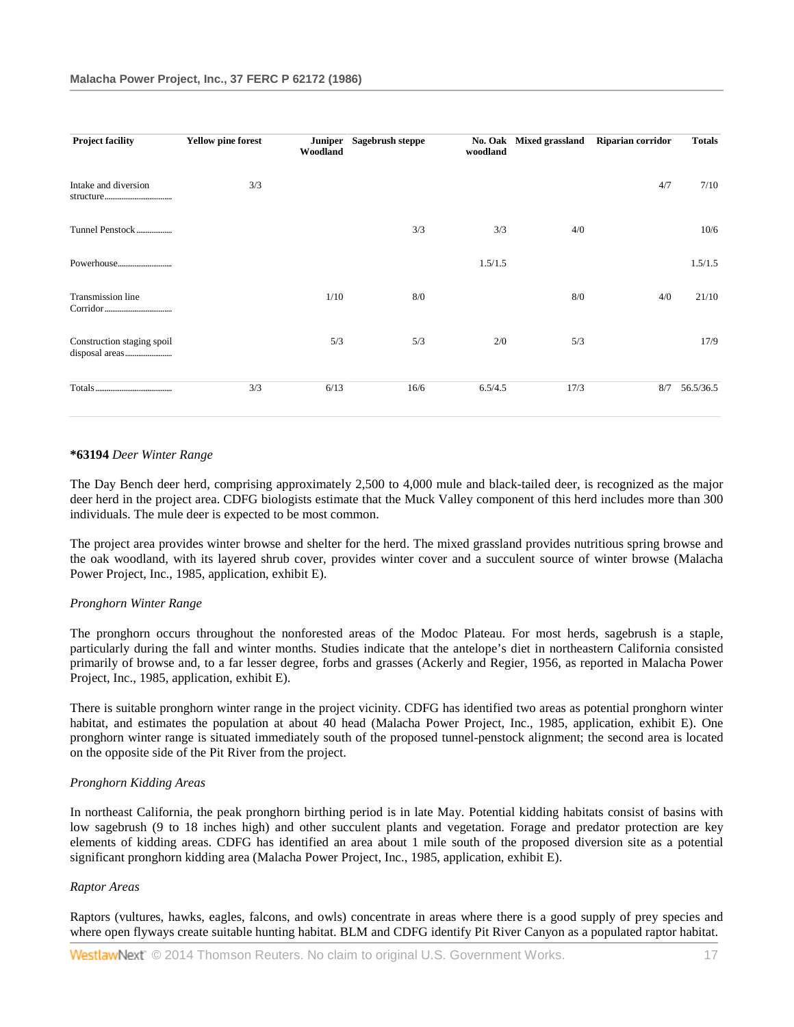| Project facility | Yellow pine forest | Juniper Woodland | Sagebrush steppe | No. Oak woodland | Mixed grassland | Riparian corridor | Totals |
|---|---|---|---|---|---|---|---|
| Intake and diversion structure | 3/3 | | | | | 4/7 | 7/10 |
| Tunnel Penstock | | | 3/3 | 3/3 | 4/0 | | 10/6 |
| Powerhouse | | | | 1.5/1.5 | | | 1.5/1.5 |
| Transmission line Corridor | | 1/10 | 8/0 | | 8/0 | 4/0 | 21/10 |
| Construction staging spoil disposal areas | | 5/3 | 5/3 | 2/0 | 5/3 | | 17/9 |
| Totals | 3/3 | 6/13 | 16/6 | 6.5/4.5 | 17/3 | 8/7 | 56.5/36.5 |

**\*63194** *Deer Winter Range*

The Day Bench deer herd, comprising approximately 2,500 to 4,000 mule and black-tailed deer, is recognized as the major deer herd in the project area. CDFG biologists estimate that the Muck Valley component of this herd includes more than 300 individuals. The mule deer is expected to be most common.

The project area provides winter browse and shelter for the herd. The mixed grassland provides nutritious spring browse and the oak woodland, with its layered shrub cover, provides winter cover and a succulent source of winter browse (Malacha Power Project, Inc., 1985, application, exhibit E).

*Pronghorn Winter Range*

The pronghorn occurs throughout the nonforested areas of the Modoc Plateau. For most herds, sagebrush is a staple, particularly during the fall and winter months. Studies indicate that the antelope's diet in northeastern California consisted primarily of browse and, to a far lesser degree, forbs and grasses (Ackerly and Regier, 1956, as reported in Malacha Power Project, Inc., 1985, application, exhibit E).

There is suitable pronghorn winter range in the project vicinity. CDFG has identified two areas as potential pronghorn winter habitat, and estimates the population at about 40 head (Malacha Power Project, Inc., 1985, application, exhibit E). One pronghorn winter range is situated immediately south of the proposed tunnel-penstock alignment; the second area is located on the opposite side of the Pit River from the project.

*Pronghorn Kidding Areas*

In northeast California, the peak pronghorn birthing period is in late May. Potential kidding habitats consist of basins with low sagebrush (9 to 18 inches high) and other succulent plants and vegetation. Forage and predator protection are key elements of kidding areas. CDFG has identified an area about 1 mile south of the proposed diversion site as a potential significant pronghorn kidding area (Malacha Power Project, Inc., 1985, application, exhibit E).

*Raptor Areas*

Raptors (vultures, hawks, eagles, falcons, and owls) concentrate in areas where there is a good supply of prey species and where open flyways create suitable hunting habitat. BLM and CDFG identify Pit River Canyon as a populated raptor habitat.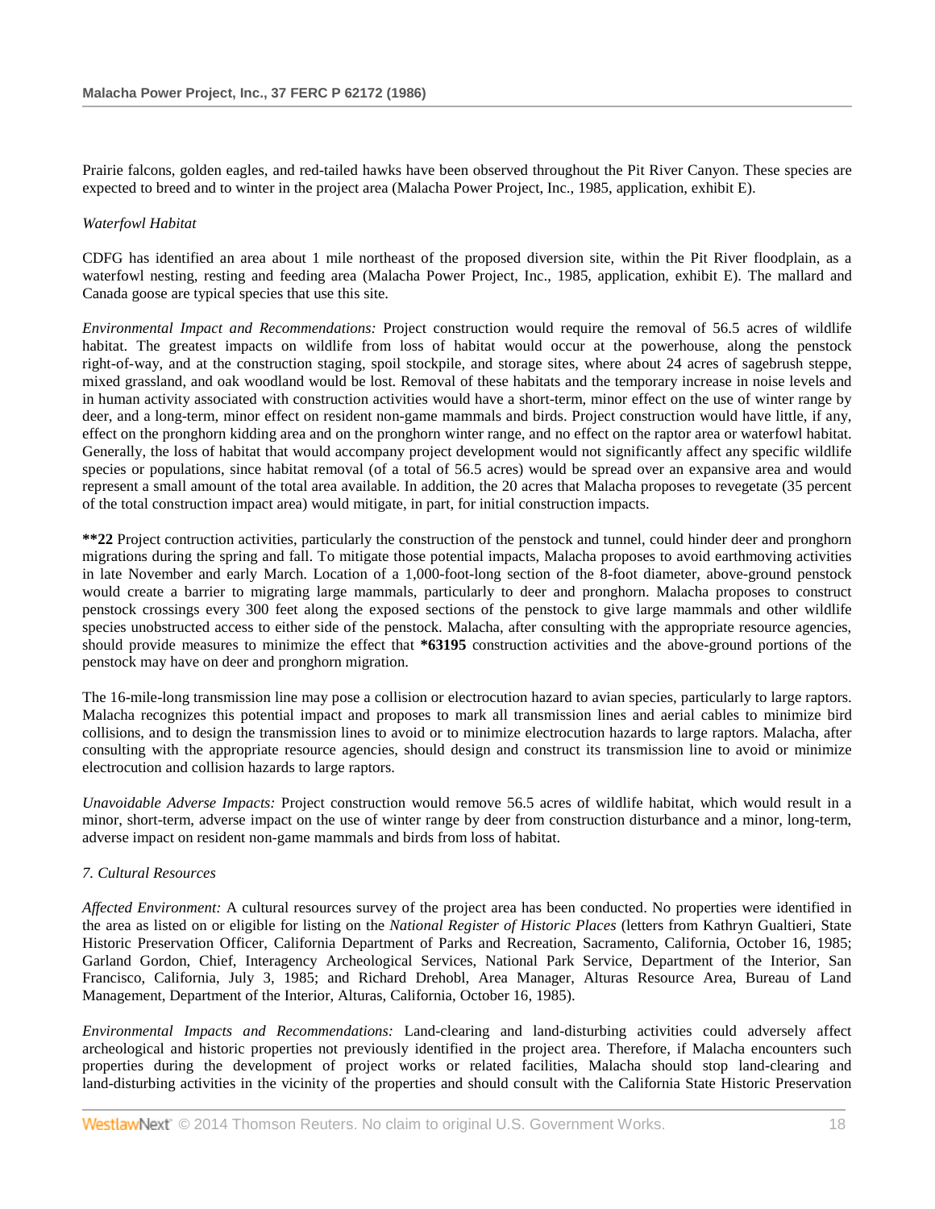Prairie falcons, golden eagles, and red-tailed hawks have been observed throughout the Pit River Canyon. These species are expected to breed and to winter in the project area (Malacha Power Project, Inc., 1985, application, exhibit E).

*Waterfowl Habitat*

CDFG has identified an area about 1 mile northeast of the proposed diversion site, within the Pit River floodplain, as a waterfowl nesting, resting and feeding area (Malacha Power Project, Inc., 1985, application, exhibit E). The mallard and Canada goose are typical species that use this site.

*Environmental Impact and Recommendations:* Project construction would require the removal of 56.5 acres of wildlife habitat. The greatest impacts on wildlife from loss of habitat would occur at the powerhouse, along the penstock right-of-way, and at the construction staging, spoil stockpile, and storage sites, where about 24 acres of sagebrush steppe, mixed grassland, and oak woodland would be lost. Removal of these habitats and the temporary increase in noise levels and in human activity associated with construction activities would have a short-term, minor effect on the use of winter range by deer, and a long-term, minor effect on resident non-game mammals and birds. Project construction would have little, if any, effect on the pronghorn kidding area and on the pronghorn winter range, and no effect on the raptor area or waterfowl habitat. Generally, the loss of habitat that would accompany project development would not significantly affect any specific wildlife species or populations, since habitat removal (of a total of 56.5 acres) would be spread over an expansive area and would represent a small amount of the total area available. In addition, the 20 acres that Malacha proposes to revegetate (35 percent of the total construction impact area) would mitigate, in part, for initial construction impacts.

**\*\*22** Project contruction activities, particularly the construction of the penstock and tunnel, could hinder deer and pronghorn migrations during the spring and fall. To mitigate those potential impacts, Malacha proposes to avoid earthmoving activities in late November and early March. Location of a 1,000-foot-long section of the 8-foot diameter, above-ground penstock would create a barrier to migrating large mammals, particularly to deer and pronghorn. Malacha proposes to construct penstock crossings every 300 feet along the exposed sections of the penstock to give large mammals and other wildlife species unobstructed access to either side of the penstock. Malacha, after consulting with the appropriate resource agencies, should provide measures to minimize the effect that **\*63195** construction activities and the above-ground portions of the penstock may have on deer and pronghorn migration.

The 16-mile-long transmission line may pose a collision or electrocution hazard to avian species, particularly to large raptors. Malacha recognizes this potential impact and proposes to mark all transmission lines and aerial cables to minimize bird collisions, and to design the transmission lines to avoid or to minimize electrocution hazards to large raptors. Malacha, after consulting with the appropriate resource agencies, should design and construct its transmission line to avoid or minimize electrocution and collision hazards to large raptors.

*Unavoidable Adverse Impacts:* Project construction would remove 56.5 acres of wildlife habitat, which would result in a minor, short-term, adverse impact on the use of winter range by deer from construction disturbance and a minor, long-term, adverse impact on resident non-game mammals and birds from loss of habitat.

*7. Cultural Resources*

*Affected Environment:* A cultural resources survey of the project area has been conducted. No properties were identified in the area as listed on or eligible for listing on the *National Register of Historic Places* (letters from Kathryn Gualtieri, State Historic Preservation Officer, California Department of Parks and Recreation, Sacramento, California, October 16, 1985; Garland Gordon, Chief, Interagency Archeological Services, National Park Service, Department of the Interior, San Francisco, California, July 3, 1985; and Richard Drehobl, Area Manager, Alturas Resource Area, Bureau of Land Management, Department of the Interior, Alturas, California, October 16, 1985).

*Environmental Impacts and Recommendations:* Land-clearing and land-disturbing activities could adversely affect archeological and historic properties not previously identified in the project area. Therefore, if Malacha encounters such properties during the development of project works or related facilities, Malacha should stop land-clearing and land-disturbing activities in the vicinity of the properties and should consult with the California State Historic Preservation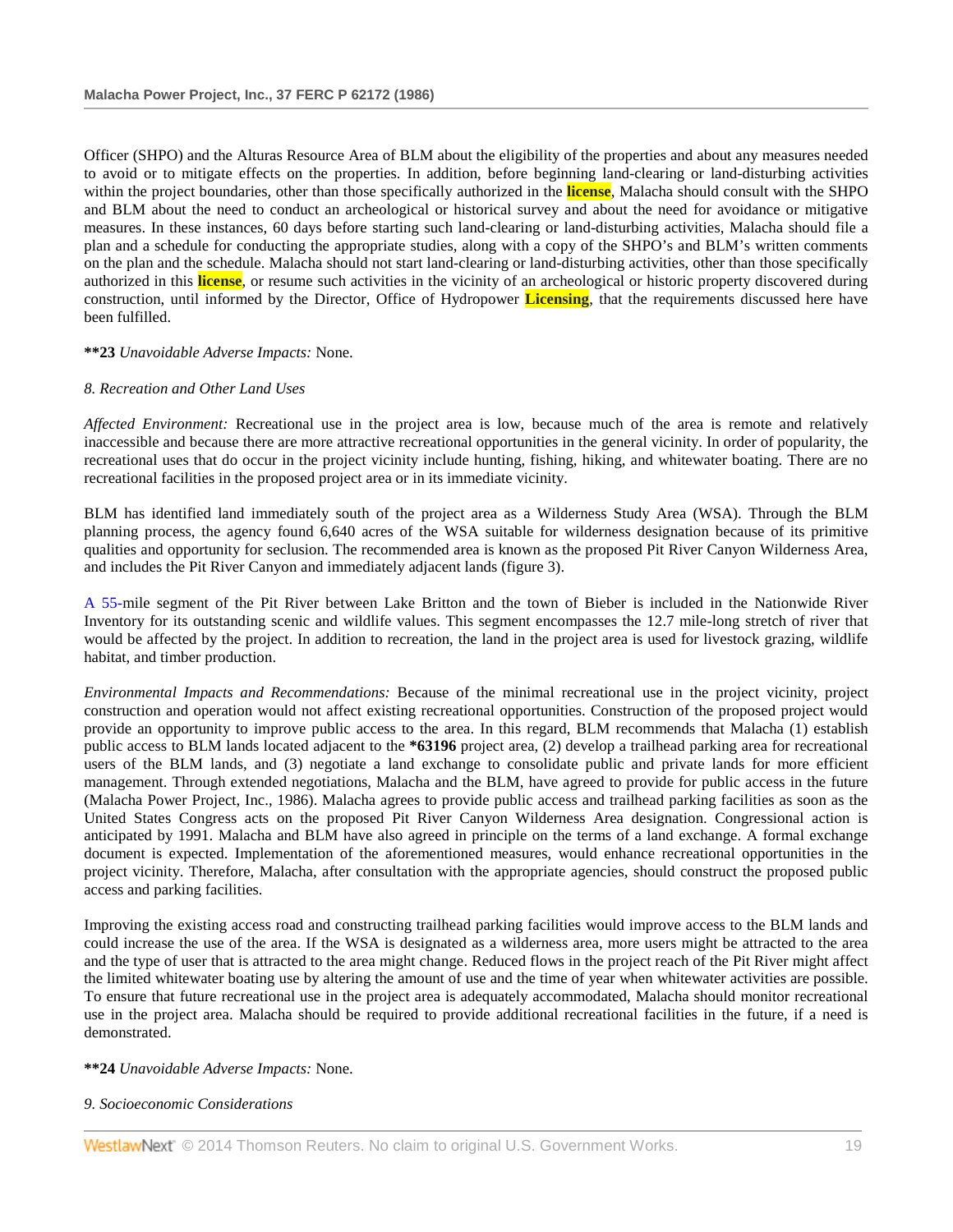Officer (SHPO) and the Alturas Resource Area of BLM about the eligibility of the properties and about any measures needed to avoid or to mitigate effects on the properties. In addition, before beginning land-clearing or land-disturbing activities within the project boundaries, other than those specifically authorized in the **license**, Malacha should consult with the SHPO and BLM about the need to conduct an archeological or historical survey and about the need for avoidance or mitigative measures. In these instances, 60 days before starting such land-clearing or land-disturbing activities, Malacha should file a plan and a schedule for conducting the appropriate studies, along with a copy of the SHPO's and BLM's written comments on the plan and the schedule. Malacha should not start land-clearing or land-disturbing activities, other than those specifically authorized in this **license**, or resume such activities in the vicinity of an archeological or historic property discovered during construction, until informed by the Director, Office of Hydropower **Licensing**, that the requirements discussed here have been fulfilled.

**\*\*23** *Unavoidable Adverse Impacts:* None.

*8. Recreation and Other Land Uses*

*Affected Environment:* Recreational use in the project area is low, because much of the area is remote and relatively inaccessible and because there are more attractive recreational opportunities in the general vicinity. In order of popularity, the recreational uses that do occur in the project vicinity include hunting, fishing, hiking, and whitewater boating. There are no recreational facilities in the proposed project area or in its immediate vicinity.

BLM has identified land immediately south of the project area as a Wilderness Study Area (WSA). Through the BLM planning process, the agency found 6,640 acres of the WSA suitable for wilderness designation because of its primitive qualities and opportunity for seclusion. The recommended area is known as the proposed Pit River Canyon Wilderness Area, and includes the Pit River Canyon and immediately adjacent lands (figure 3).

A 55-mile segment of the Pit River between Lake Britton and the town of Bieber is included in the Nationwide River Inventory for its outstanding scenic and wildlife values. This segment encompasses the 12.7 mile-long stretch of river that would be affected by the project. In addition to recreation, the land in the project area is used for livestock grazing, wildlife habitat, and timber production.

*Environmental Impacts and Recommendations:* Because of the minimal recreational use in the project vicinity, project construction and operation would not affect existing recreational opportunities. Construction of the proposed project would provide an opportunity to improve public access to the area. In this regard, BLM recommends that Malacha (1) establish public access to BLM lands located adjacent to the **\*63196** project area, (2) develop a trailhead parking area for recreational users of the BLM lands, and (3) negotiate a land exchange to consolidate public and private lands for more efficient management. Through extended negotiations, Malacha and the BLM, have agreed to provide for public access in the future (Malacha Power Project, Inc., 1986). Malacha agrees to provide public access and trailhead parking facilities as soon as the United States Congress acts on the proposed Pit River Canyon Wilderness Area designation. Congressional action is anticipated by 1991. Malacha and BLM have also agreed in principle on the terms of a land exchange. A formal exchange document is expected. Implementation of the aforementioned measures, would enhance recreational opportunities in the project vicinity. Therefore, Malacha, after consultation with the appropriate agencies, should construct the proposed public access and parking facilities.

Improving the existing access road and constructing trailhead parking facilities would improve access to the BLM lands and could increase the use of the area. If the WSA is designated as a wilderness area, more users might be attracted to the area and the type of user that is attracted to the area might change. Reduced flows in the project reach of the Pit River might affect the limited whitewater boating use by altering the amount of use and the time of year when whitewater activities are possible. To ensure that future recreational use in the project area is adequately accommodated, Malacha should monitor recreational use in the project area. Malacha should be required to provide additional recreational facilities in the future, if a need is demonstrated.

**\*\*24** *Unavoidable Adverse Impacts:* None.

*9. Socioeconomic Considerations*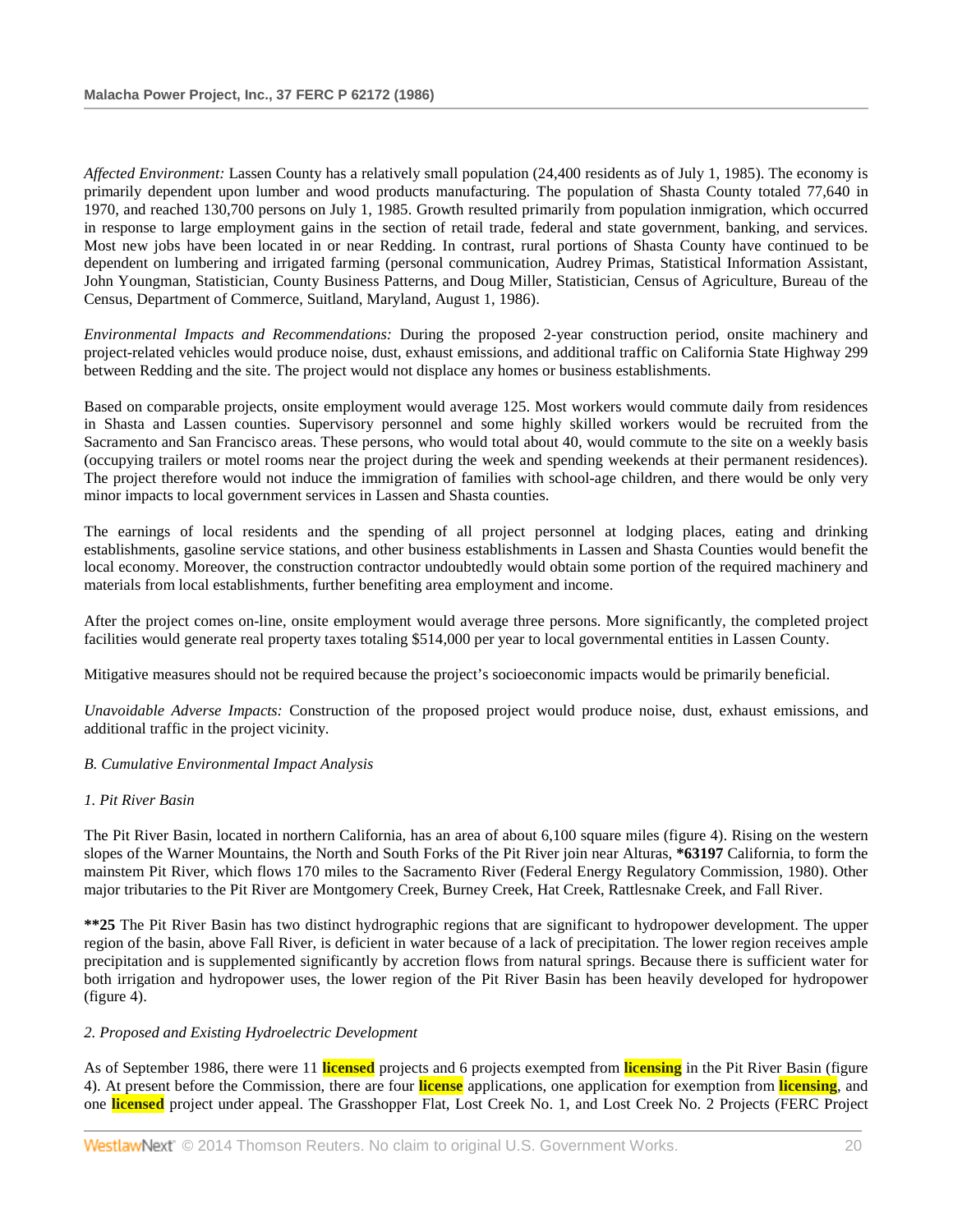*Affected Environment:* Lassen County has a relatively small population (24,400 residents as of July 1, 1985). The economy is primarily dependent upon lumber and wood products manufacturing. The population of Shasta County totaled 77,640 in 1970, and reached 130,700 persons on July 1, 1985. Growth resulted primarily from population inmigration, which occurred in response to large employment gains in the section of retail trade, federal and state government, banking, and services. Most new jobs have been located in or near Redding. In contrast, rural portions of Shasta County have continued to be dependent on lumbering and irrigated farming (personal communication, Audrey Primas, Statistical Information Assistant, John Youngman, Statistician, County Business Patterns, and Doug Miller, Statistician, Census of Agriculture, Bureau of the Census, Department of Commerce, Suitland, Maryland, August 1, 1986).

*Environmental Impacts and Recommendations:* During the proposed 2-year construction period, onsite machinery and project-related vehicles would produce noise, dust, exhaust emissions, and additional traffic on California State Highway 299 between Redding and the site. The project would not displace any homes or business establishments.

Based on comparable projects, onsite employment would average 125. Most workers would commute daily from residences in Shasta and Lassen counties. Supervisory personnel and some highly skilled workers would be recruited from the Sacramento and San Francisco areas. These persons, who would total about 40, would commute to the site on a weekly basis (occupying trailers or motel rooms near the project during the week and spending weekends at their permanent residences). The project therefore would not induce the immigration of families with school-age children, and there would be only very minor impacts to local government services in Lassen and Shasta counties.

The earnings of local residents and the spending of all project personnel at lodging places, eating and drinking establishments, gasoline service stations, and other business establishments in Lassen and Shasta Counties would benefit the local economy. Moreover, the construction contractor undoubtedly would obtain some portion of the required machinery and materials from local establishments, further benefiting area employment and income.

After the project comes on-line, onsite employment would average three persons. More significantly, the completed project facilities would generate real property taxes totaling $514,000 per year to local governmental entities in Lassen County.

Mitigative measures should not be required because the project's socioeconomic impacts would be primarily beneficial.

*Unavoidable Adverse Impacts:* Construction of the proposed project would produce noise, dust, exhaust emissions, and additional traffic in the project vicinity.

*B. Cumulative Environmental Impact Analysis*

*1. Pit River Basin*

The Pit River Basin, located in northern California, has an area of about 6,100 square miles (figure 4). Rising on the western slopes of the Warner Mountains, the North and South Forks of the Pit River join near Alturas, **\*63197** California, to form the mainstem Pit River, which flows 170 miles to the Sacramento River (Federal Energy Regulatory Commission, 1980). Other major tributaries to the Pit River are Montgomery Creek, Burney Creek, Hat Creek, Rattlesnake Creek, and Fall River.

**\*\*25** The Pit River Basin has two distinct hydrographic regions that are significant to hydropower development. The upper region of the basin, above Fall River, is deficient in water because of a lack of precipitation. The lower region receives ample precipitation and is supplemented significantly by accretion flows from natural springs. Because there is sufficient water for both irrigation and hydropower uses, the lower region of the Pit River Basin has been heavily developed for hydropower (figure 4).

*2. Proposed and Existing Hydroelectric Development*

As of September 1986, there were 11 **licensed** projects and 6 projects exempted from **licensing** in the Pit River Basin (figure 4). At present before the Commission, there are four **license** applications, one application for exemption from **licensing**, and one **licensed** project under appeal. The Grasshopper Flat, Lost Creek No. 1, and Lost Creek No. 2 Projects (FERC Project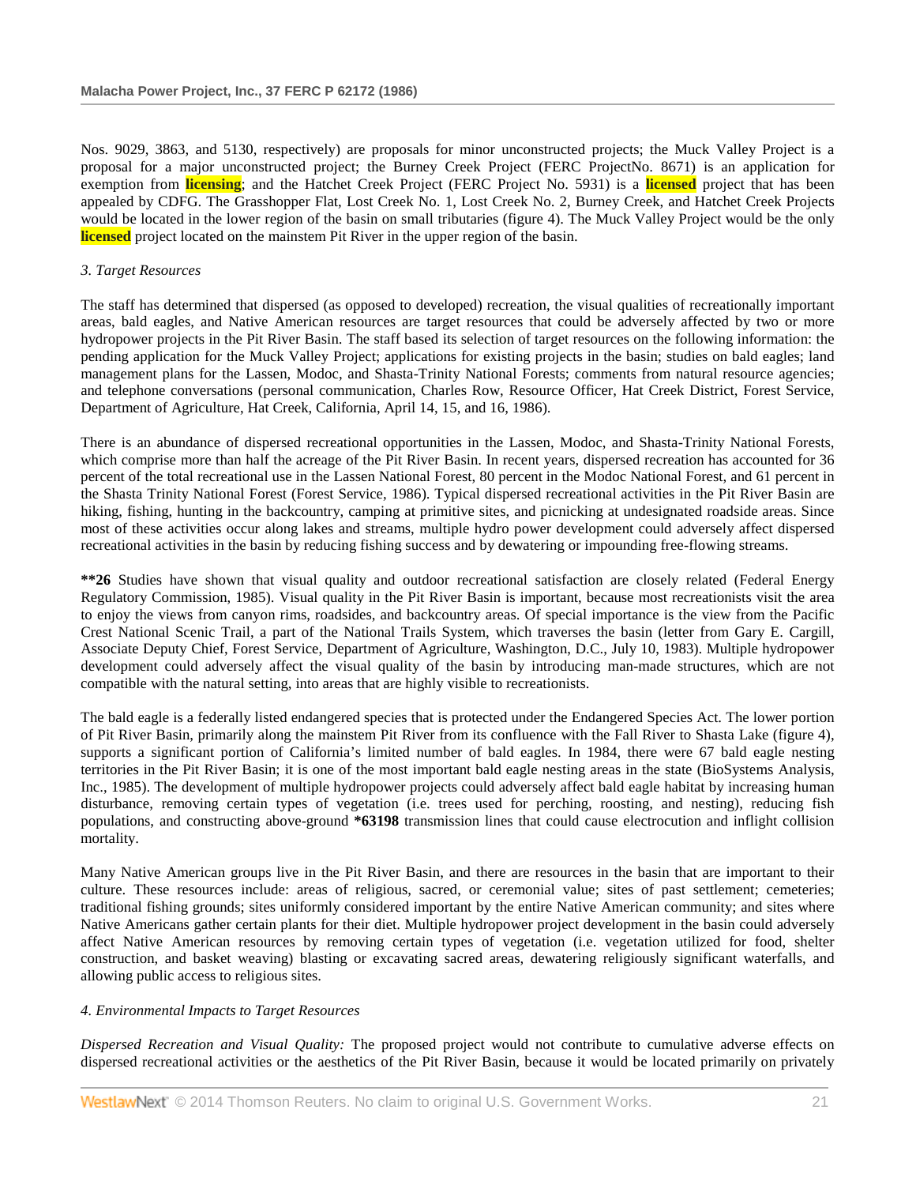Nos. 9029, 3863, and 5130, respectively) are proposals for minor unconstructed projects; the Muck Valley Project is a proposal for a major unconstructed project; the Burney Creek Project (FERC ProjectNo. 8671) is an application for exemption from licensing; and the Hatchet Creek Project (FERC Project No. 5931) is a licensed project that has been appealed by CDFG. The Grasshopper Flat, Lost Creek No. 1, Lost Creek No. 2, Burney Creek, and Hatchet Creek Projects would be located in the lower region of the basin on small tributaries (figure 4). The Muck Valley Project would be the only licensed project located on the mainstem Pit River in the upper region of the basin.

*3. Target Resources*

The staff has determined that dispersed (as opposed to developed) recreation, the visual qualities of recreationally important areas, bald eagles, and Native American resources are target resources that could be adversely affected by two or more hydropower projects in the Pit River Basin. The staff based its selection of target resources on the following information: the pending application for the Muck Valley Project; applications for existing projects in the basin; studies on bald eagles; land management plans for the Lassen, Modoc, and Shasta-Trinity National Forests; comments from natural resource agencies; and telephone conversations (personal communication, Charles Row, Resource Officer, Hat Creek District, Forest Service, Department of Agriculture, Hat Creek, California, April 14, 15, and 16, 1986).

There is an abundance of dispersed recreational opportunities in the Lassen, Modoc, and Shasta-Trinity National Forests, which comprise more than half the acreage of the Pit River Basin. In recent years, dispersed recreation has accounted for 36 percent of the total recreational use in the Lassen National Forest, 80 percent in the Modoc National Forest, and 61 percent in the Shasta Trinity National Forest (Forest Service, 1986). Typical dispersed recreational activities in the Pit River Basin are hiking, fishing, hunting in the backcountry, camping at primitive sites, and picnicking at undesignated roadside areas. Since most of these activities occur along lakes and streams, multiple hydro power development could adversely affect dispersed recreational activities in the basin by reducing fishing success and by dewatering or impounding free-flowing streams.

**\*\*26** Studies have shown that visual quality and outdoor recreational satisfaction are closely related (Federal Energy Regulatory Commission, 1985). Visual quality in the Pit River Basin is important, because most recreationists visit the area to enjoy the views from canyon rims, roadsides, and backcountry areas. Of special importance is the view from the Pacific Crest National Scenic Trail, a part of the National Trails System, which traverses the basin (letter from Gary E. Cargill, Associate Deputy Chief, Forest Service, Department of Agriculture, Washington, D.C., July 10, 1983). Multiple hydropower development could adversely affect the visual quality of the basin by introducing man-made structures, which are not compatible with the natural setting, into areas that are highly visible to recreationists.

The bald eagle is a federally listed endangered species that is protected under the Endangered Species Act. The lower portion of Pit River Basin, primarily along the mainstem Pit River from its confluence with the Fall River to Shasta Lake (figure 4), supports a significant portion of California's limited number of bald eagles. In 1984, there were 67 bald eagle nesting territories in the Pit River Basin; it is one of the most important bald eagle nesting areas in the state (BioSystems Analysis, Inc., 1985). The development of multiple hydropower projects could adversely affect bald eagle habitat by increasing human disturbance, removing certain types of vegetation (i.e. trees used for perching, roosting, and nesting), reducing fish populations, and constructing above-ground **\*63198** transmission lines that could cause electrocution and inflight collision mortality.

Many Native American groups live in the Pit River Basin, and there are resources in the basin that are important to their culture. These resources include: areas of religious, sacred, or ceremonial value; sites of past settlement; cemeteries; traditional fishing grounds; sites uniformly considered important by the entire Native American community; and sites where Native Americans gather certain plants for their diet. Multiple hydropower project development in the basin could adversely affect Native American resources by removing certain types of vegetation (i.e. vegetation utilized for food, shelter construction, and basket weaving) blasting or excavating sacred areas, dewatering religiously significant waterfalls, and allowing public access to religious sites.

*4. Environmental Impacts to Target Resources*

*Dispersed Recreation and Visual Quality:* The proposed project would not contribute to cumulative adverse effects on dispersed recreational activities or the aesthetics of the Pit River Basin, because it would be located primarily on privately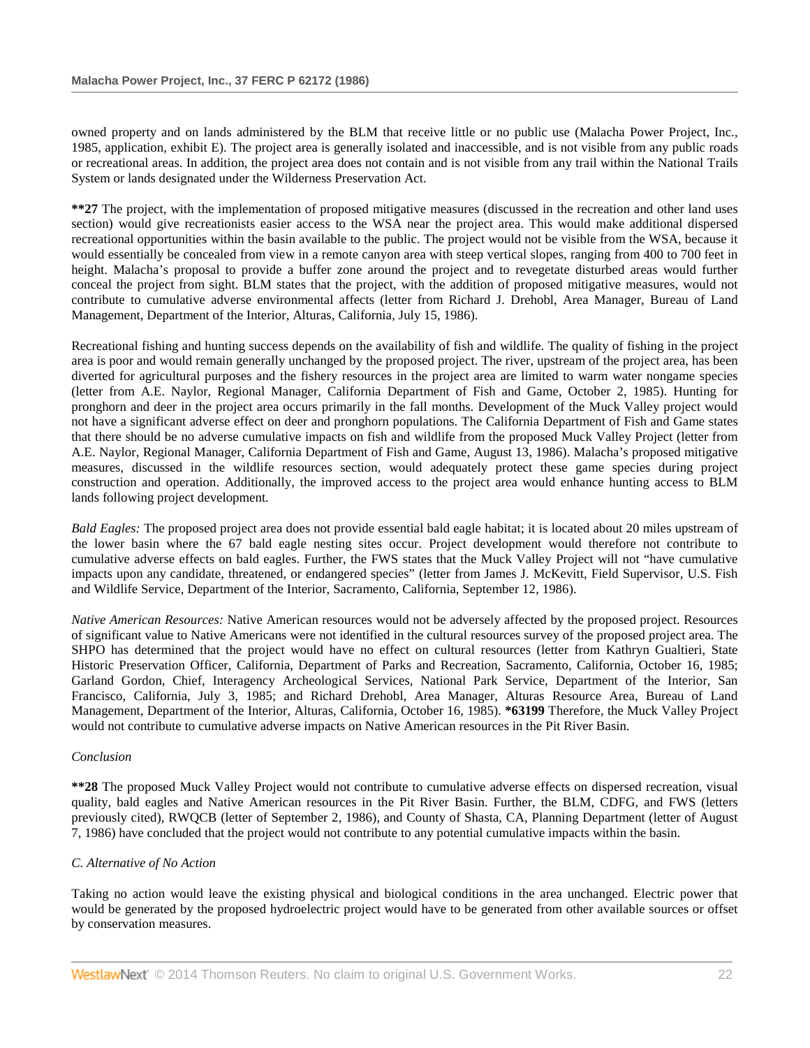owned property and on lands administered by the BLM that receive little or no public use (Malacha Power Project, Inc., 1985, application, exhibit E). The project area is generally isolated and inaccessible, and is not visible from any public roads or recreational areas. In addition, the project area does not contain and is not visible from any trail within the National Trails System or lands designated under the Wilderness Preservation Act.

**\*\*27** The project, with the implementation of proposed mitigative measures (discussed in the recreation and other land uses section) would give recreationists easier access to the WSA near the project area. This would make additional dispersed recreational opportunities within the basin available to the public. The project would not be visible from the WSA, because it would essentially be concealed from view in a remote canyon area with steep vertical slopes, ranging from 400 to 700 feet in height. Malacha's proposal to provide a buffer zone around the project and to revegetate disturbed areas would further conceal the project from sight. BLM states that the project, with the addition of proposed mitigative measures, would not contribute to cumulative adverse environmental affects (letter from Richard J. Drehobl, Area Manager, Bureau of Land Management, Department of the Interior, Alturas, California, July 15, 1986).

Recreational fishing and hunting success depends on the availability of fish and wildlife. The quality of fishing in the project area is poor and would remain generally unchanged by the proposed project. The river, upstream of the project area, has been diverted for agricultural purposes and the fishery resources in the project area are limited to warm water nongame species (letter from A.E. Naylor, Regional Manager, California Department of Fish and Game, October 2, 1985). Hunting for pronghorn and deer in the project area occurs primarily in the fall months. Development of the Muck Valley project would not have a significant adverse effect on deer and pronghorn populations. The California Department of Fish and Game states that there should be no adverse cumulative impacts on fish and wildlife from the proposed Muck Valley Project (letter from A.E. Naylor, Regional Manager, California Department of Fish and Game, August 13, 1986). Malacha's proposed mitigative measures, discussed in the wildlife resources section, would adequately protect these game species during project construction and operation. Additionally, the improved access to the project area would enhance hunting access to BLM lands following project development.

*Bald Eagles:* The proposed project area does not provide essential bald eagle habitat; it is located about 20 miles upstream of the lower basin where the 67 bald eagle nesting sites occur. Project development would therefore not contribute to cumulative adverse effects on bald eagles. Further, the FWS states that the Muck Valley Project will not "have cumulative impacts upon any candidate, threatened, or endangered species" (letter from James J. McKevitt, Field Supervisor, U.S. Fish and Wildlife Service, Department of the Interior, Sacramento, California, September 12, 1986).

*Native American Resources:* Native American resources would not be adversely affected by the proposed project. Resources of significant value to Native Americans were not identified in the cultural resources survey of the proposed project area. The SHPO has determined that the project would have no effect on cultural resources (letter from Kathryn Gualtieri, State Historic Preservation Officer, California, Department of Parks and Recreation, Sacramento, California, October 16, 1985; Garland Gordon, Chief, Interagency Archeological Services, National Park Service, Department of the Interior, San Francisco, California, July 3, 1985; and Richard Drehobl, Area Manager, Alturas Resource Area, Bureau of Land Management, Department of the Interior, Alturas, California, October 16, 1985). **\*63199** Therefore, the Muck Valley Project would not contribute to cumulative adverse impacts on Native American resources in the Pit River Basin.

*Conclusion*

**\*\*28** The proposed Muck Valley Project would not contribute to cumulative adverse effects on dispersed recreation, visual quality, bald eagles and Native American resources in the Pit River Basin. Further, the BLM, CDFG, and FWS (letters previously cited), RWQCB (letter of September 2, 1986), and County of Shasta, CA, Planning Department (letter of August 7, 1986) have concluded that the project would not contribute to any potential cumulative impacts within the basin.

*C. Alternative of No Action*

Taking no action would leave the existing physical and biological conditions in the area unchanged. Electric power that would be generated by the proposed hydroelectric project would have to be generated from other available sources or offset by conservation measures.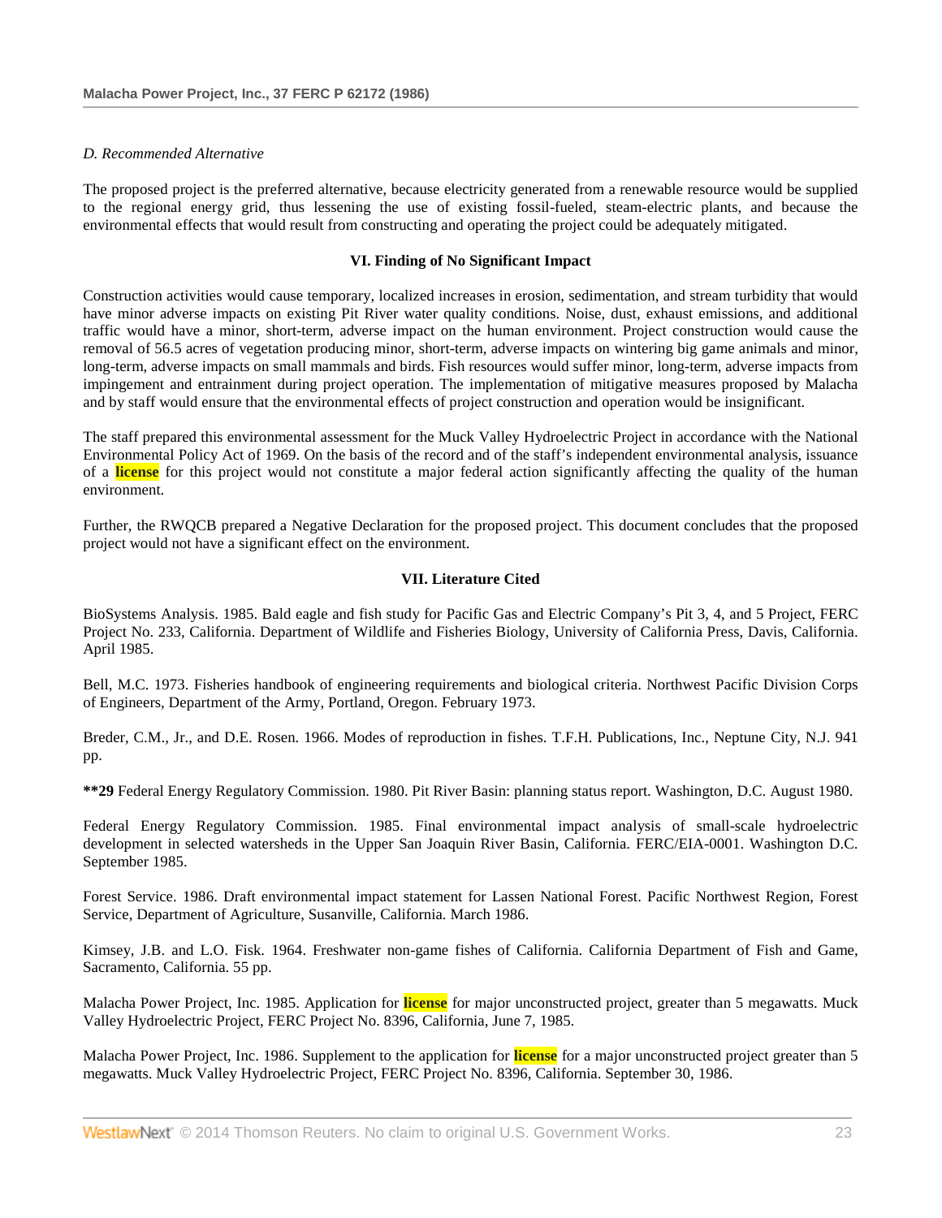*D. Recommended Alternative*

The proposed project is the preferred alternative, because electricity generated from a renewable resource would be supplied to the regional energy grid, thus lessening the use of existing fossil-fueled, steam-electric plants, and because the environmental effects that would result from constructing and operating the project could be adequately mitigated.

**VI. Finding of No Significant Impact**

Construction activities would cause temporary, localized increases in erosion, sedimentation, and stream turbidity that would have minor adverse impacts on existing Pit River water quality conditions. Noise, dust, exhaust emissions, and additional traffic would have a minor, short-term, adverse impact on the human environment. Project construction would cause the removal of 56.5 acres of vegetation producing minor, short-term, adverse impacts on wintering big game animals and minor, long-term, adverse impacts on small mammals and birds. Fish resources would suffer minor, long-term, adverse impacts from impingement and entrainment during project operation. The implementation of mitigative measures proposed by Malacha and by staff would ensure that the environmental effects of project construction and operation would be insignificant.

The staff prepared this environmental assessment for the Muck Valley Hydroelectric Project in accordance with the National Environmental Policy Act of 1969. On the basis of the record and of the staff's independent environmental analysis, issuance of a **license** for this project would not constitute a major federal action significantly affecting the quality of the human environment.

Further, the RWQCB prepared a Negative Declaration for the proposed project. This document concludes that the proposed project would not have a significant effect on the environment.

**VII. Literature Cited**

BioSystems Analysis. 1985. Bald eagle and fish study for Pacific Gas and Electric Company's Pit 3, 4, and 5 Project, FERC Project No. 233, California. Department of Wildlife and Fisheries Biology, University of California Press, Davis, California. April 1985.

Bell, M.C. 1973. Fisheries handbook of engineering requirements and biological criteria. Northwest Pacific Division Corps of Engineers, Department of the Army, Portland, Oregon. February 1973.

Breder, C.M., Jr., and D.E. Rosen. 1966. Modes of reproduction in fishes. T.F.H. Publications, Inc., Neptune City, N.J. 941 pp.

**\*\*29** Federal Energy Regulatory Commission. 1980. Pit River Basin: planning status report. Washington, D.C. August 1980.

Federal Energy Regulatory Commission. 1985. Final environmental impact analysis of small-scale hydroelectric development in selected watersheds in the Upper San Joaquin River Basin, California. FERC/EIA-0001. Washington D.C. September 1985.

Forest Service. 1986. Draft environmental impact statement for Lassen National Forest. Pacific Northwest Region, Forest Service, Department of Agriculture, Susanville, California. March 1986.

Kimsey, J.B. and L.O. Fisk. 1964. Freshwater non-game fishes of California. California Department of Fish and Game, Sacramento, California. 55 pp.

Malacha Power Project, Inc. 1985. Application for **license** for major unconstructed project, greater than 5 megawatts. Muck Valley Hydroelectric Project, FERC Project No. 8396, California, June 7, 1985.

Malacha Power Project, Inc. 1986. Supplement to the application for **license** for a major unconstructed project greater than 5 megawatts. Muck Valley Hydroelectric Project, FERC Project No. 8396, California. September 30, 1986.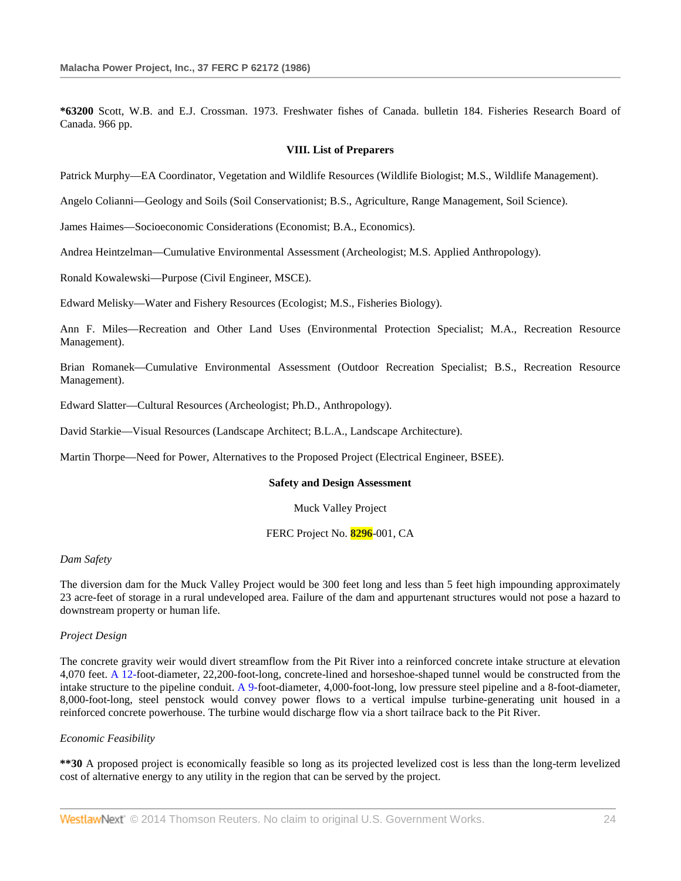**\*63200** Scott, W.B. and E.J. Crossman. 1973. Freshwater fishes of Canada. bulletin 184. Fisheries Research Board of Canada. 966 pp.

**VIII. List of Preparers**

Patrick Murphy—EA Coordinator, Vegetation and Wildlife Resources (Wildlife Biologist; M.S., Wildlife Management).

Angelo Colianni—Geology and Soils (Soil Conservationist; B.S., Agriculture, Range Management, Soil Science).

James Haimes—Socioeconomic Considerations (Economist; B.A., Economics).

Andrea Heintzelman—Cumulative Environmental Assessment (Archeologist; M.S. Applied Anthropology).

Ronald Kowalewski—Purpose (Civil Engineer, MSCE).

Edward Melisky—Water and Fishery Resources (Ecologist; M.S., Fisheries Biology).

Ann F. Miles—Recreation and Other Land Uses (Environmental Protection Specialist; M.A., Recreation Resource Management).

Brian Romanek—Cumulative Environmental Assessment (Outdoor Recreation Specialist; B.S., Recreation Resource Management).

Edward Slatter—Cultural Resources (Archeologist; Ph.D., Anthropology).

David Starkie—Visual Resources (Landscape Architect; B.L.A., Landscape Architecture).

Martin Thorpe—Need for Power, Alternatives to the Proposed Project (Electrical Engineer, BSEE).

**Safety and Design Assessment**

Muck Valley Project

FERC Project No. 8296-001, CA

*Dam Safety*

The diversion dam for the Muck Valley Project would be 300 feet long and less than 5 feet high impounding approximately 23 acre-feet of storage in a rural undeveloped area. Failure of the dam and appurtenant structures would not pose a hazard to downstream property or human life.

*Project Design*

The concrete gravity weir would divert streamflow from the Pit River into a reinforced concrete intake structure at elevation 4,070 feet. A 12-foot-diameter, 22,200-foot-long, concrete-lined and horseshoe-shaped tunnel would be constructed from the intake structure to the pipeline conduit. A 9-foot-diameter, 4,000-foot-long, low pressure steel pipeline and a 8-foot-diameter, 8,000-foot-long, steel penstock would convey power flows to a vertical impulse turbine-generating unit housed in a reinforced concrete powerhouse. The turbine would discharge flow via a short tailrace back to the Pit River.

*Economic Feasibility*

**\*\*30** A proposed project is economically feasible so long as its projected levelized cost is less than the long-term levelized cost of alternative energy to any utility in the region that can be served by the project.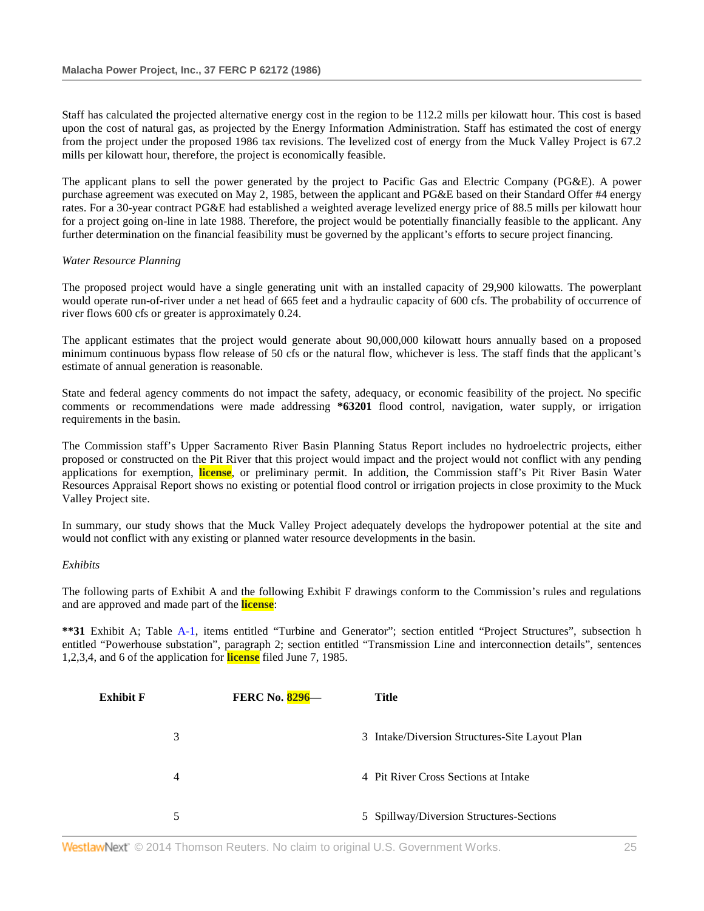Staff has calculated the projected alternative energy cost in the region to be 112.2 mills per kilowatt hour. This cost is based upon the cost of natural gas, as projected by the Energy Information Administration. Staff has estimated the cost of energy from the project under the proposed 1986 tax revisions. The levelized cost of energy from the Muck Valley Project is 67.2 mills per kilowatt hour, therefore, the project is economically feasible.

The applicant plans to sell the power generated by the project to Pacific Gas and Electric Company (PG&E). A power purchase agreement was executed on May 2, 1985, between the applicant and PG&E based on their Standard Offer #4 energy rates. For a 30-year contract PG&E had established a weighted average levelized energy price of 88.5 mills per kilowatt hour for a project going on-line in late 1988. Therefore, the project would be potentially financially feasible to the applicant. Any further determination on the financial feasibility must be governed by the applicant's efforts to secure project financing.

*Water Resource Planning*

The proposed project would have a single generating unit with an installed capacity of 29,900 kilowatts. The powerplant would operate run-of-river under a net head of 665 feet and a hydraulic capacity of 600 cfs. The probability of occurrence of river flows 600 cfs or greater is approximately 0.24.

The applicant estimates that the project would generate about 90,000,000 kilowatt hours annually based on a proposed minimum continuous bypass flow release of 50 cfs or the natural flow, whichever is less. The staff finds that the applicant's estimate of annual generation is reasonable.

State and federal agency comments do not impact the safety, adequacy, or economic feasibility of the project. No specific comments or recommendations were made addressing **\*63201** flood control, navigation, water supply, or irrigation requirements in the basin.

The Commission staff's Upper Sacramento River Basin Planning Status Report includes no hydroelectric projects, either proposed or constructed on the Pit River that this project would impact and the project would not conflict with any pending applications for exemption, license, or preliminary permit. In addition, the Commission staff's Pit River Basin Water Resources Appraisal Report shows no existing or potential flood control or irrigation projects in close proximity to the Muck Valley Project site.

In summary, our study shows that the Muck Valley Project adequately develops the hydropower potential at the site and would not conflict with any existing or planned water resource developments in the basin.

*Exhibits*

The following parts of Exhibit A and the following Exhibit F drawings conform to the Commission's rules and regulations and are approved and made part of the license:

**\*\*31** Exhibit A; Table A-1, items entitled "Turbine and Generator"; section entitled "Project Structures", subsection h entitled "Powerhouse substation", paragraph 2; section entitled "Transmission Line and interconnection details", sentences 1,2,3,4, and 6 of the application for license filed June 7, 1985.

| Exhibit F | FERC No. 8296— | Title |
|---|---|---|
| 3 | 3 | Intake/Diversion Structures-Site Layout Plan |
| 4 | 4 | Pit River Cross Sections at Intake |
| 5 | 5 | Spillway/Diversion Structures-Sections |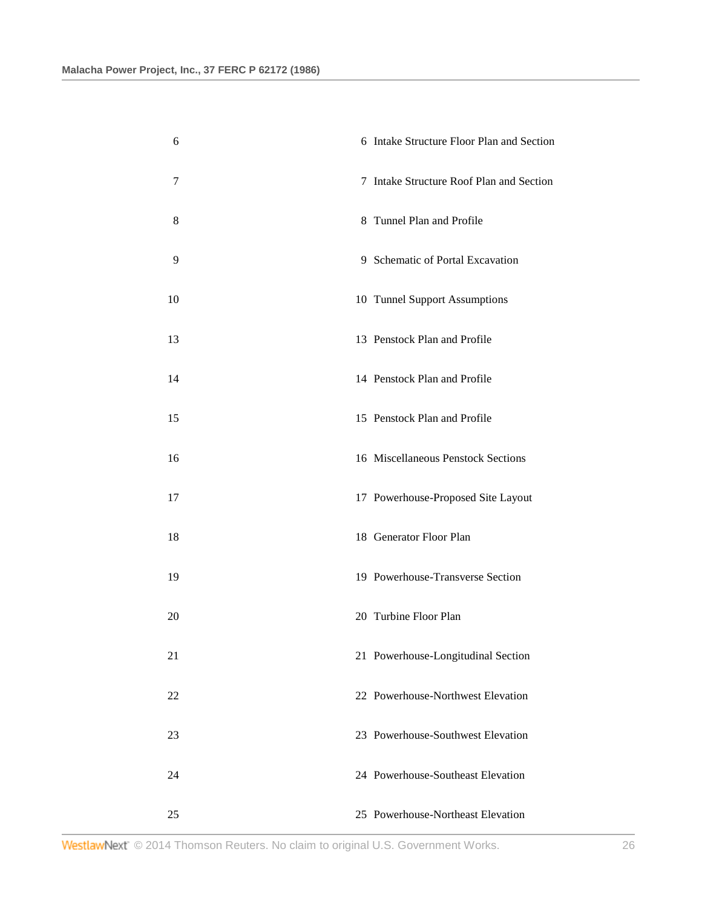| | |
|---|---|
| 6 | 6 Intake Structure Floor Plan and Section |
| 7 | 7 Intake Structure Roof Plan and Section |
| 8 | 8 Tunnel Plan and Profile |
| 9 | 9 Schematic of Portal Excavation |
| 10 | 10 Tunnel Support Assumptions |
| 13 | 13 Penstock Plan and Profile |
| 14 | 14 Penstock Plan and Profile |
| 15 | 15 Penstock Plan and Profile |
| 16 | 16 Miscellaneous Penstock Sections |
| 17 | 17 Powerhouse-Proposed Site Layout |
| 18 | 18 Generator Floor Plan |
| 19 | 19 Powerhouse-Transverse Section |
| 20 | 20 Turbine Floor Plan |
| 21 | 21 Powerhouse-Longitudinal Section |
| 22 | 22 Powerhouse-Northwest Elevation |
| 23 | 23 Powerhouse-Southwest Elevation |
| 24 | 24 Powerhouse-Southeast Elevation |
| 25 | 25 Powerhouse-Northeast Elevation |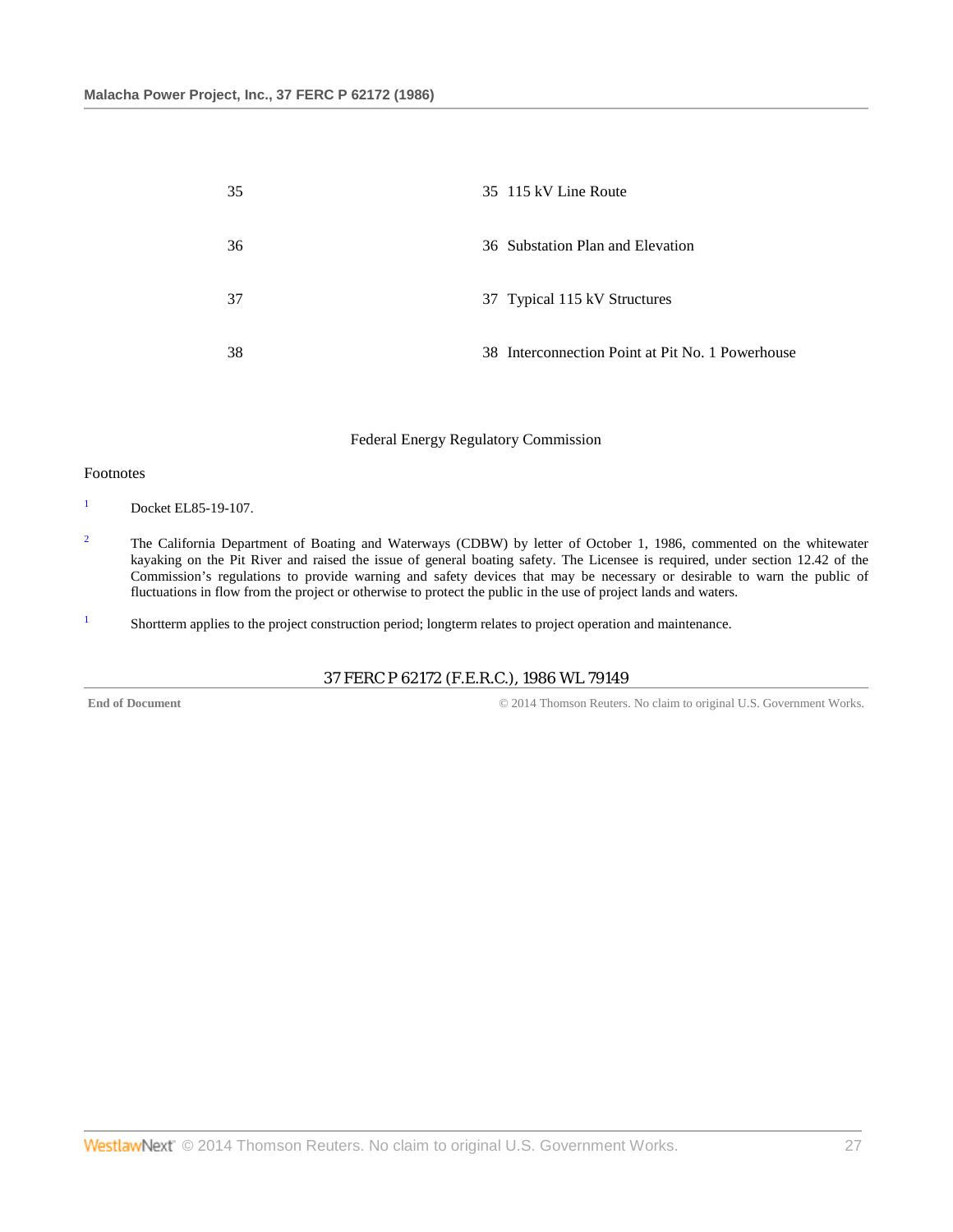| | |
|---|---|
| 35 | 35 115 kV Line Route |
| 36 | 36 Substation Plan and Elevation |
| 37 | 37 Typical 115 kV Structures |
| 38 | 38 Interconnection Point at Pit No. 1 Powerhouse |

Federal Energy Regulatory Commission

Footnotes

[1] Docket EL85-19-107.

[2] The California Department of Boating and Waterways (CDBW) by letter of October 1, 1986, commented on the whitewater kayaking on the Pit River and raised the issue of general boating safety. The Licensee is required, under section 12.42 of the Commission's regulations to provide warning and safety devices that may be necessary or desirable to warn the public of fluctuations in flow from the project or otherwise to protect the public in the use of project lands and waters.

[1] Shortterm applies to the project construction period; longterm relates to project operation and maintenance.

37 FERC P 62172 (F.E.R.C.), 1986 WL 79149

End of Document © 2014 Thomson Reuters. No claim to original U.S. Government Works.